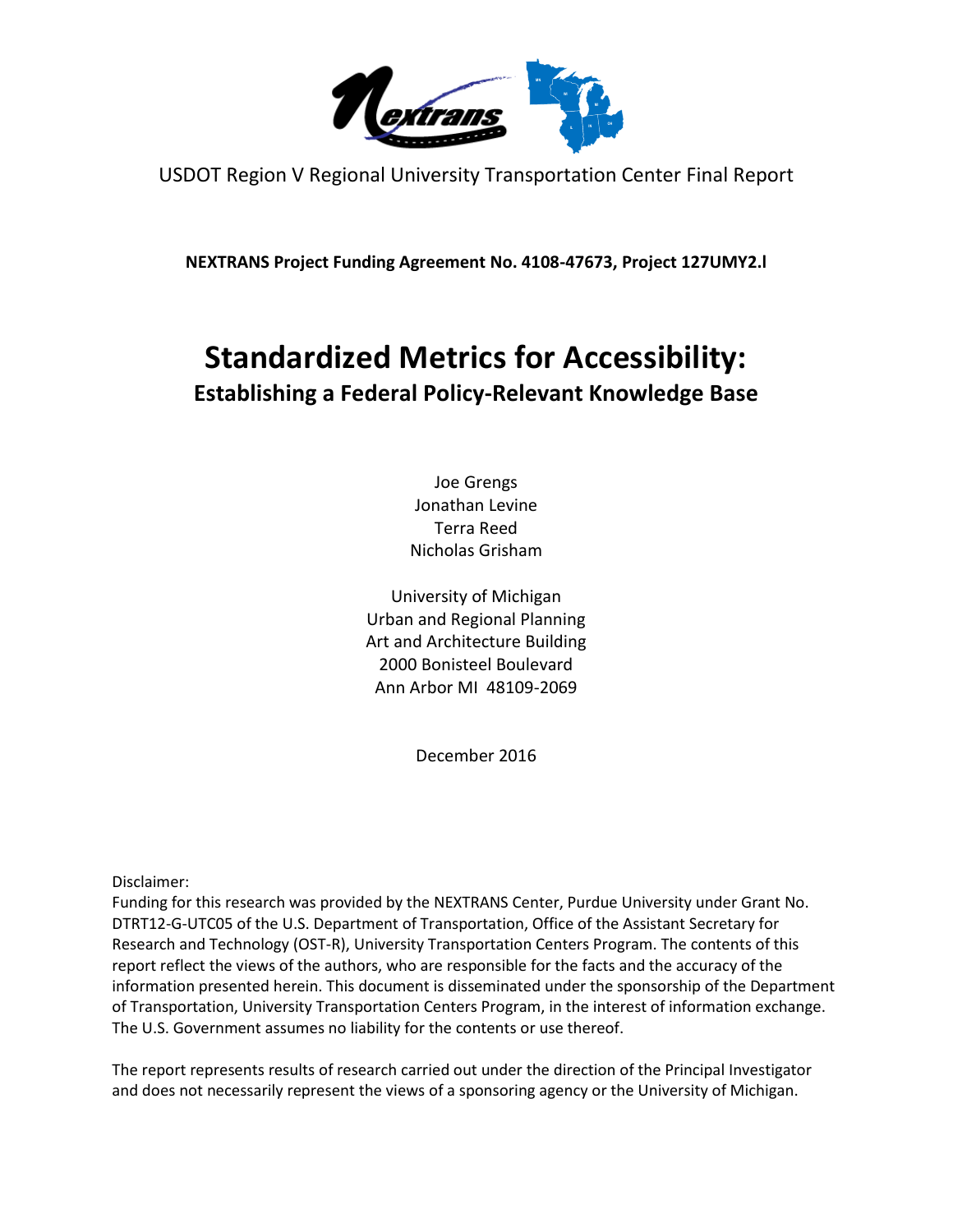USDOT Region V Regional University Transportation Center Final Report

**NEXTRANS Project Funding Agreement No. 4108-47673, Project 127UMY2.l**

# Standardized Metrics for Accessibility:

## Establishing a Federal Policy-Relevant Knowledge Base

Joe Grengs
Jonathan Levine
Terra Reed
Nicholas Grisham

University of Michigan
Urban and Regional Planning
Art and Architecture Building
2000 Bonisteel Boulevard
Ann Arbor MI 48109-2069

December 2016

Disclaimer:
Funding for this research was provided by the NEXTRANS Center, Purdue University under Grant No. DTRT12-G-UTC05 of the U.S. Department of Transportation, Office of the Assistant Secretary for Research and Technology (OST-R), University Transportation Centers Program. The contents of this report reflect the views of the authors, who are responsible for the facts and the accuracy of the information presented herein. This document is disseminated under the sponsorship of the Department of Transportation, University Transportation Centers Program, in the interest of information exchange. The U.S. Government assumes no liability for the contents or use thereof.

The report represents results of research carried out under the direction of the Principal Investigator and does not necessarily represent the views of a sponsoring agency or the University of Michigan.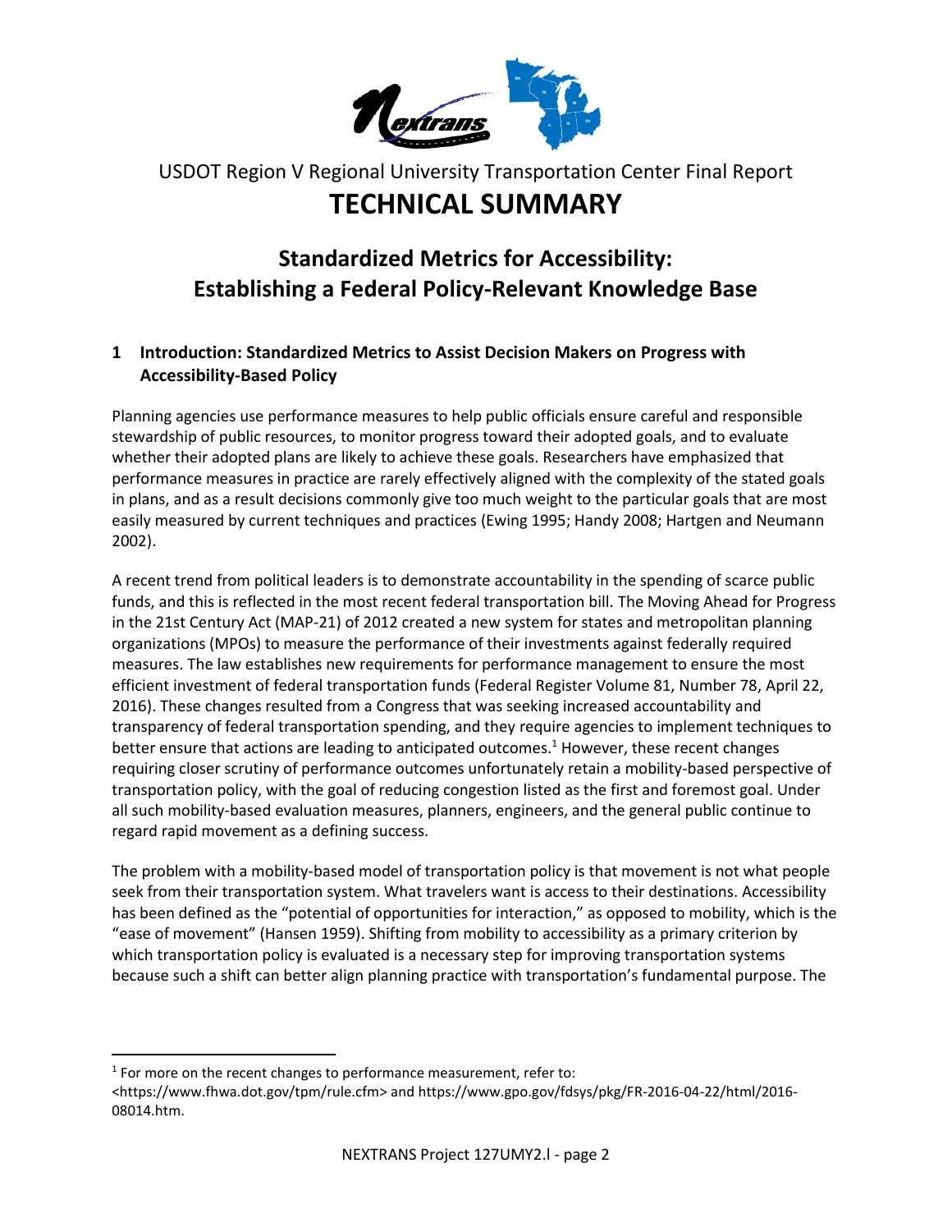USDOT Region V Regional University Transportation Center Final Report

# TECHNICAL SUMMARY

## Standardized Metrics for Accessibility: Establishing a Federal Policy-Relevant Knowledge Base

### 1 Introduction: Standardized Metrics to Assist Decision Makers on Progress with Accessibility-Based Policy

Planning agencies use performance measures to help public officials ensure careful and responsible stewardship of public resources, to monitor progress toward their adopted goals, and to evaluate whether their adopted plans are likely to achieve these goals. Researchers have emphasized that performance measures in practice are rarely effectively aligned with the complexity of the stated goals in plans, and as a result decisions commonly give too much weight to the particular goals that are most easily measured by current techniques and practices (Ewing 1995; Handy 2008; Hartgen and Neumann 2002).

A recent trend from political leaders is to demonstrate accountability in the spending of scarce public funds, and this is reflected in the most recent federal transportation bill. The Moving Ahead for Progress in the 21st Century Act (MAP-21) of 2012 created a new system for states and metropolitan planning organizations (MPOs) to measure the performance of their investments against federally required measures. The law establishes new requirements for performance management to ensure the most efficient investment of federal transportation funds (Federal Register Volume 81, Number 78, April 22, 2016). These changes resulted from a Congress that was seeking increased accountability and transparency of federal transportation spending, and they require agencies to implement techniques to better ensure that actions are leading to anticipated outcomes.[1] However, these recent changes requiring closer scrutiny of performance outcomes unfortunately retain a mobility-based perspective of transportation policy, with the goal of reducing congestion listed as the first and foremost goal. Under all such mobility-based evaluation measures, planners, engineers, and the general public continue to regard rapid movement as a defining success.

The problem with a mobility-based model of transportation policy is that movement is not what people seek from their transportation system. What travelers want is access to their destinations. Accessibility has been defined as the "potential of opportunities for interaction," as opposed to mobility, which is the "ease of movement" (Hansen 1959). Shifting from mobility to accessibility as a primary criterion by which transportation policy is evaluated is a necessary step for improving transportation systems because such a shift can better align planning practice with transportation's fundamental purpose. The

---

[1] For more on the recent changes to performance measurement, refer to: <https://www.fhwa.dot.gov/tpm/rule.cfm> and https://www.gpo.gov/fdsys/pkg/FR-2016-04-22/html/2016-08014.htm.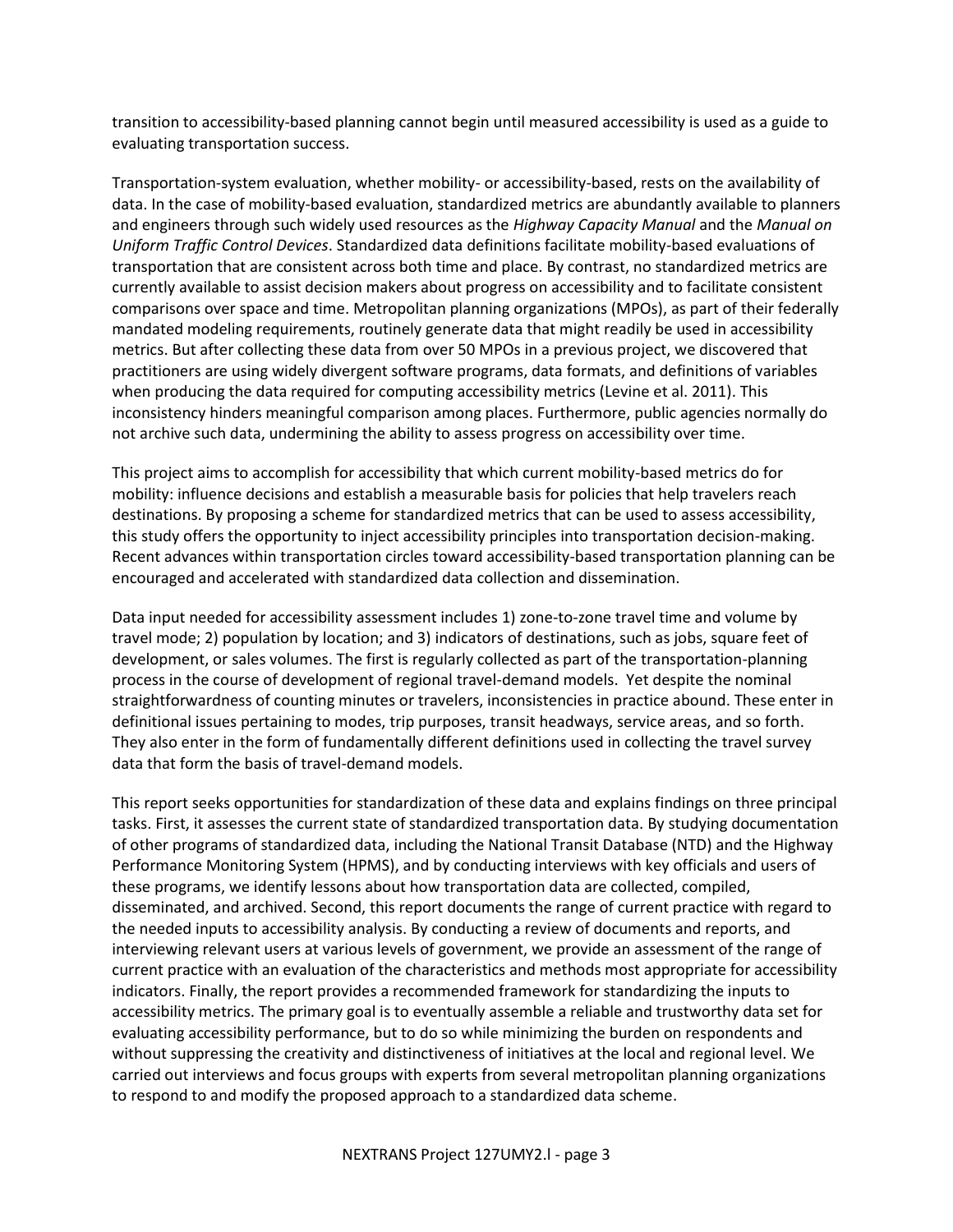transition to accessibility-based planning cannot begin until measured accessibility is used as a guide to evaluating transportation success.

Transportation-system evaluation, whether mobility- or accessibility-based, rests on the availability of data. In the case of mobility-based evaluation, standardized metrics are abundantly available to planners and engineers through such widely used resources as the *Highway Capacity Manual* and the *Manual on Uniform Traffic Control Devices*. Standardized data definitions facilitate mobility-based evaluations of transportation that are consistent across both time and place. By contrast, no standardized metrics are currently available to assist decision makers about progress on accessibility and to facilitate consistent comparisons over space and time. Metropolitan planning organizations (MPOs), as part of their federally mandated modeling requirements, routinely generate data that might readily be used in accessibility metrics. But after collecting these data from over 50 MPOs in a previous project, we discovered that practitioners are using widely divergent software programs, data formats, and definitions of variables when producing the data required for computing accessibility metrics (Levine et al. 2011). This inconsistency hinders meaningful comparison among places. Furthermore, public agencies normally do not archive such data, undermining the ability to assess progress on accessibility over time.

This project aims to accomplish for accessibility that which current mobility-based metrics do for mobility: influence decisions and establish a measurable basis for policies that help travelers reach destinations. By proposing a scheme for standardized metrics that can be used to assess accessibility, this study offers the opportunity to inject accessibility principles into transportation decision-making. Recent advances within transportation circles toward accessibility-based transportation planning can be encouraged and accelerated with standardized data collection and dissemination.

Data input needed for accessibility assessment includes 1) zone-to-zone travel time and volume by travel mode; 2) population by location; and 3) indicators of destinations, such as jobs, square feet of development, or sales volumes. The first is regularly collected as part of the transportation-planning process in the course of development of regional travel-demand models. Yet despite the nominal straightforwardness of counting minutes or travelers, inconsistencies in practice abound. These enter in definitional issues pertaining to modes, trip purposes, transit headways, service areas, and so forth. They also enter in the form of fundamentally different definitions used in collecting the travel survey data that form the basis of travel-demand models.

This report seeks opportunities for standardization of these data and explains findings on three principal tasks. First, it assesses the current state of standardized transportation data. By studying documentation of other programs of standardized data, including the National Transit Database (NTD) and the Highway Performance Monitoring System (HPMS), and by conducting interviews with key officials and users of these programs, we identify lessons about how transportation data are collected, compiled, disseminated, and archived. Second, this report documents the range of current practice with regard to the needed inputs to accessibility analysis. By conducting a review of documents and reports, and interviewing relevant users at various levels of government, we provide an assessment of the range of current practice with an evaluation of the characteristics and methods most appropriate for accessibility indicators. Finally, the report provides a recommended framework for standardizing the inputs to accessibility metrics. The primary goal is to eventually assemble a reliable and trustworthy data set for evaluating accessibility performance, but to do so while minimizing the burden on respondents and without suppressing the creativity and distinctiveness of initiatives at the local and regional level. We carried out interviews and focus groups with experts from several metropolitan planning organizations to respond to and modify the proposed approach to a standardized data scheme.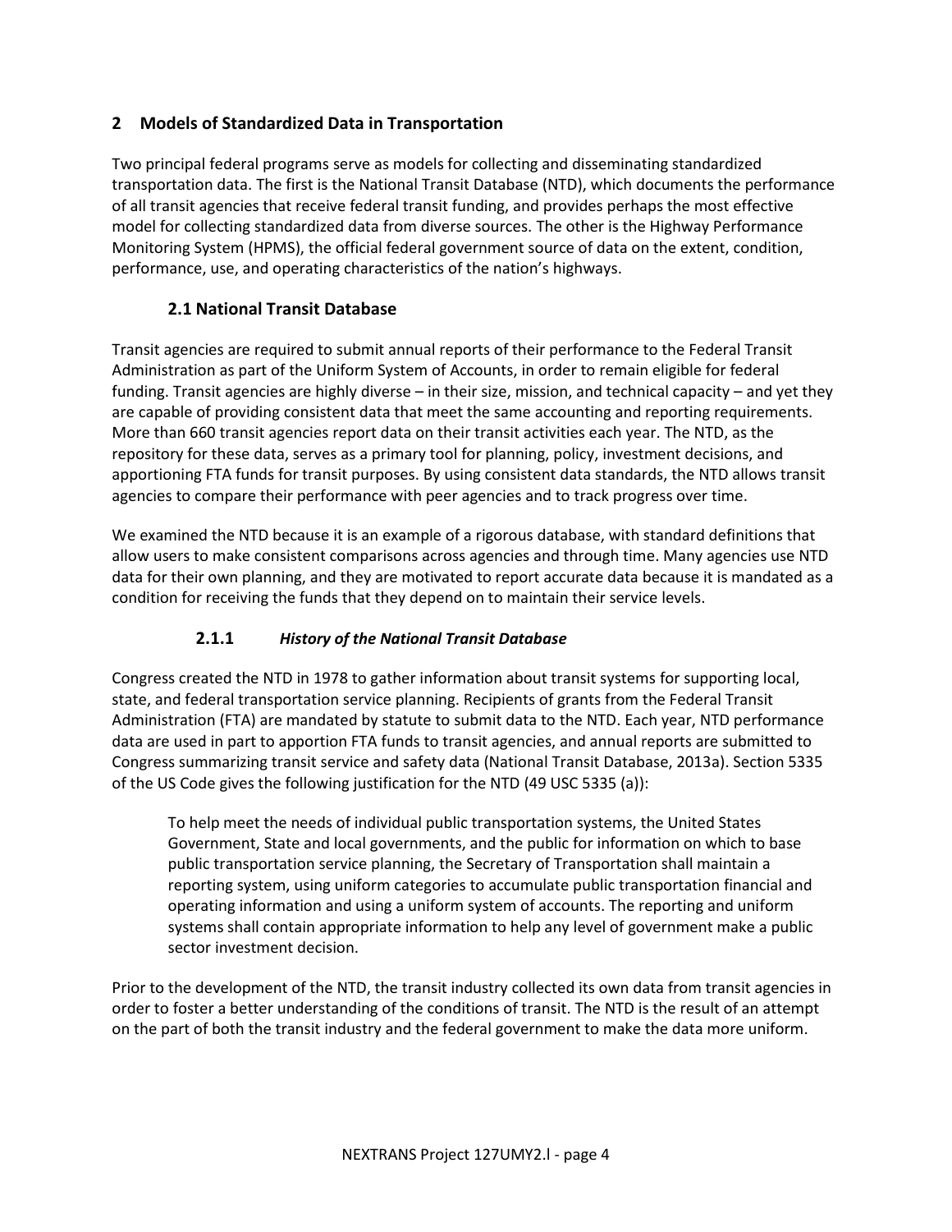## 2 Models of Standardized Data in Transportation

Two principal federal programs serve as models for collecting and disseminating standardized transportation data. The first is the National Transit Database (NTD), which documents the performance of all transit agencies that receive federal transit funding, and provides perhaps the most effective model for collecting standardized data from diverse sources. The other is the Highway Performance Monitoring System (HPMS), the official federal government source of data on the extent, condition, performance, use, and operating characteristics of the nation's highways.

### 2.1 National Transit Database

Transit agencies are required to submit annual reports of their performance to the Federal Transit Administration as part of the Uniform System of Accounts, in order to remain eligible for federal funding. Transit agencies are highly diverse – in their size, mission, and technical capacity – and yet they are capable of providing consistent data that meet the same accounting and reporting requirements. More than 660 transit agencies report data on their transit activities each year. The NTD, as the repository for these data, serves as a primary tool for planning, policy, investment decisions, and apportioning FTA funds for transit purposes. By using consistent data standards, the NTD allows transit agencies to compare their performance with peer agencies and to track progress over time.

We examined the NTD because it is an example of a rigorous database, with standard definitions that allow users to make consistent comparisons across agencies and through time. Many agencies use NTD data for their own planning, and they are motivated to report accurate data because it is mandated as a condition for receiving the funds that they depend on to maintain their service levels.

#### 2.1.1 *History of the National Transit Database*

Congress created the NTD in 1978 to gather information about transit systems for supporting local, state, and federal transportation service planning. Recipients of grants from the Federal Transit Administration (FTA) are mandated by statute to submit data to the NTD. Each year, NTD performance data are used in part to apportion FTA funds to transit agencies, and annual reports are submitted to Congress summarizing transit service and safety data (National Transit Database, 2013a). Section 5335 of the US Code gives the following justification for the NTD (49 USC 5335 (a)):

> To help meet the needs of individual public transportation systems, the United States Government, State and local governments, and the public for information on which to base public transportation service planning, the Secretary of Transportation shall maintain a reporting system, using uniform categories to accumulate public transportation financial and operating information and using a uniform system of accounts. The reporting and uniform systems shall contain appropriate information to help any level of government make a public sector investment decision.

Prior to the development of the NTD, the transit industry collected its own data from transit agencies in order to foster a better understanding of the conditions of transit. The NTD is the result of an attempt on the part of both the transit industry and the federal government to make the data more uniform.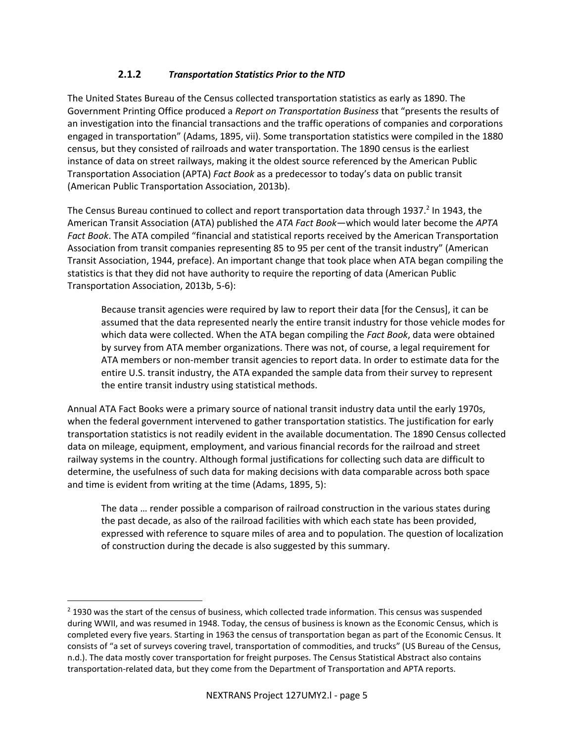### 2.1.2 *Transportation Statistics Prior to the NTD*

The United States Bureau of the Census collected transportation statistics as early as 1890. The Government Printing Office produced a *Report on Transportation Business* that "presents the results of an investigation into the financial transactions and the traffic operations of companies and corporations engaged in transportation" (Adams, 1895, vii). Some transportation statistics were compiled in the 1880 census, but they consisted of railroads and water transportation. The 1890 census is the earliest instance of data on street railways, making it the oldest source referenced by the American Public Transportation Association (APTA) *Fact Book* as a predecessor to today's data on public transit (American Public Transportation Association, 2013b).

The Census Bureau continued to collect and report transportation data through 1937.[2] In 1943, the American Transit Association (ATA) published the *ATA Fact Book*—which would later become the *APTA Fact Book*. The ATA compiled "financial and statistical reports received by the American Transportation Association from transit companies representing 85 to 95 per cent of the transit industry" (American Transit Association, 1944, preface). An important change that took place when ATA began compiling the statistics is that they did not have authority to require the reporting of data (American Public Transportation Association, 2013b, 5-6):

> Because transit agencies were required by law to report their data [for the Census], it can be assumed that the data represented nearly the entire transit industry for those vehicle modes for which data were collected. When the ATA began compiling the *Fact Book*, data were obtained by survey from ATA member organizations. There was not, of course, a legal requirement for ATA members or non-member transit agencies to report data. In order to estimate data for the entire U.S. transit industry, the ATA expanded the sample data from their survey to represent the entire transit industry using statistical methods.

Annual ATA Fact Books were a primary source of national transit industry data until the early 1970s, when the federal government intervened to gather transportation statistics. The justification for early transportation statistics is not readily evident in the available documentation. The 1890 Census collected data on mileage, equipment, employment, and various financial records for the railroad and street railway systems in the country. Although formal justifications for collecting such data are difficult to determine, the usefulness of such data for making decisions with data comparable across both space and time is evident from writing at the time (Adams, 1895, 5):

> The data … render possible a comparison of railroad construction in the various states during the past decade, as also of the railroad facilities with which each state has been provided, expressed with reference to square miles of area and to population. The question of localization of construction during the decade is also suggested by this summary.

---

[2] 1930 was the start of the census of business, which collected trade information. This census was suspended during WWII, and was resumed in 1948. Today, the census of business is known as the Economic Census, which is completed every five years. Starting in 1963 the census of transportation began as part of the Economic Census. It consists of "a set of surveys covering travel, transportation of commodities, and trucks" (US Bureau of the Census, n.d.). The data mostly cover transportation for freight purposes. The Census Statistical Abstract also contains transportation-related data, but they come from the Department of Transportation and APTA reports.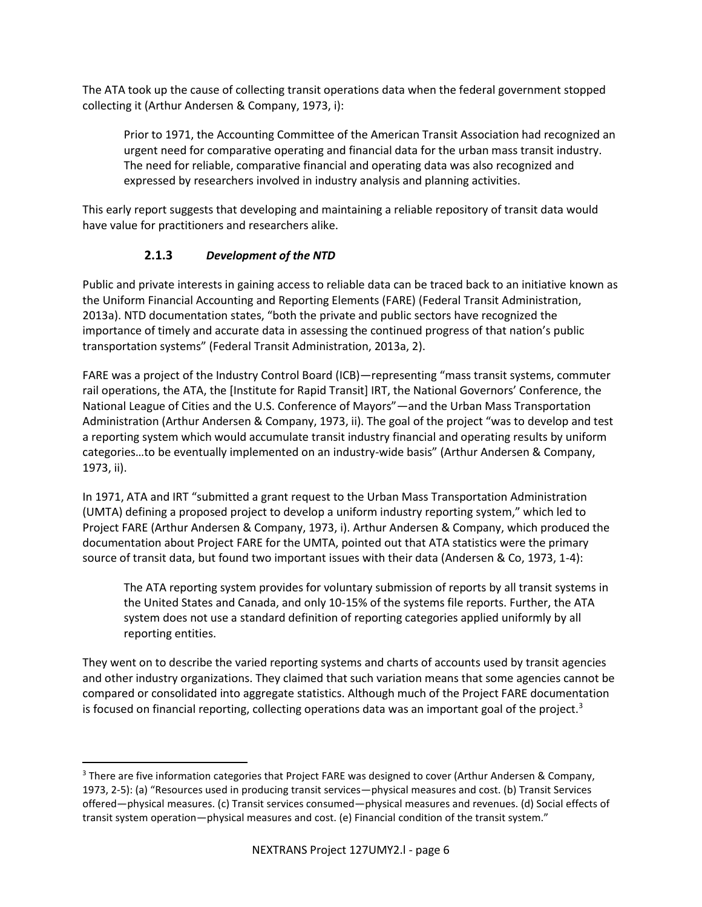The ATA took up the cause of collecting transit operations data when the federal government stopped collecting it (Arthur Andersen & Company, 1973, i):

> Prior to 1971, the Accounting Committee of the American Transit Association had recognized an urgent need for comparative operating and financial data for the urban mass transit industry. The need for reliable, comparative financial and operating data was also recognized and expressed by researchers involved in industry analysis and planning activities.

This early report suggests that developing and maintaining a reliable repository of transit data would have value for practitioners and researchers alike.

### 2.1.3 *Development of the NTD*

Public and private interests in gaining access to reliable data can be traced back to an initiative known as the Uniform Financial Accounting and Reporting Elements (FARE) (Federal Transit Administration, 2013a). NTD documentation states, "both the private and public sectors have recognized the importance of timely and accurate data in assessing the continued progress of that nation's public transportation systems" (Federal Transit Administration, 2013a, 2).

FARE was a project of the Industry Control Board (ICB)—representing "mass transit systems, commuter rail operations, the ATA, the [Institute for Rapid Transit] IRT, the National Governors' Conference, the National League of Cities and the U.S. Conference of Mayors"—and the Urban Mass Transportation Administration (Arthur Andersen & Company, 1973, ii). The goal of the project "was to develop and test a reporting system which would accumulate transit industry financial and operating results by uniform categories…to be eventually implemented on an industry-wide basis" (Arthur Andersen & Company, 1973, ii).

In 1971, ATA and IRT "submitted a grant request to the Urban Mass Transportation Administration (UMTA) defining a proposed project to develop a uniform industry reporting system," which led to Project FARE (Arthur Andersen & Company, 1973, i). Arthur Andersen & Company, which produced the documentation about Project FARE for the UMTA, pointed out that ATA statistics were the primary source of transit data, but found two important issues with their data (Andersen & Co, 1973, 1-4):

> The ATA reporting system provides for voluntary submission of reports by all transit systems in the United States and Canada, and only 10-15% of the systems file reports. Further, the ATA system does not use a standard definition of reporting categories applied uniformly by all reporting entities.

They went on to describe the varied reporting systems and charts of accounts used by transit agencies and other industry organizations. They claimed that such variation means that some agencies cannot be compared or consolidated into aggregate statistics. Although much of the Project FARE documentation is focused on financial reporting, collecting operations data was an important goal of the project.[3]

---

[3] There are five information categories that Project FARE was designed to cover (Arthur Andersen & Company, 1973, 2-5): (a) "Resources used in producing transit services—physical measures and cost. (b) Transit Services offered—physical measures. (c) Transit services consumed—physical measures and revenues. (d) Social effects of transit system operation—physical measures and cost. (e) Financial condition of the transit system."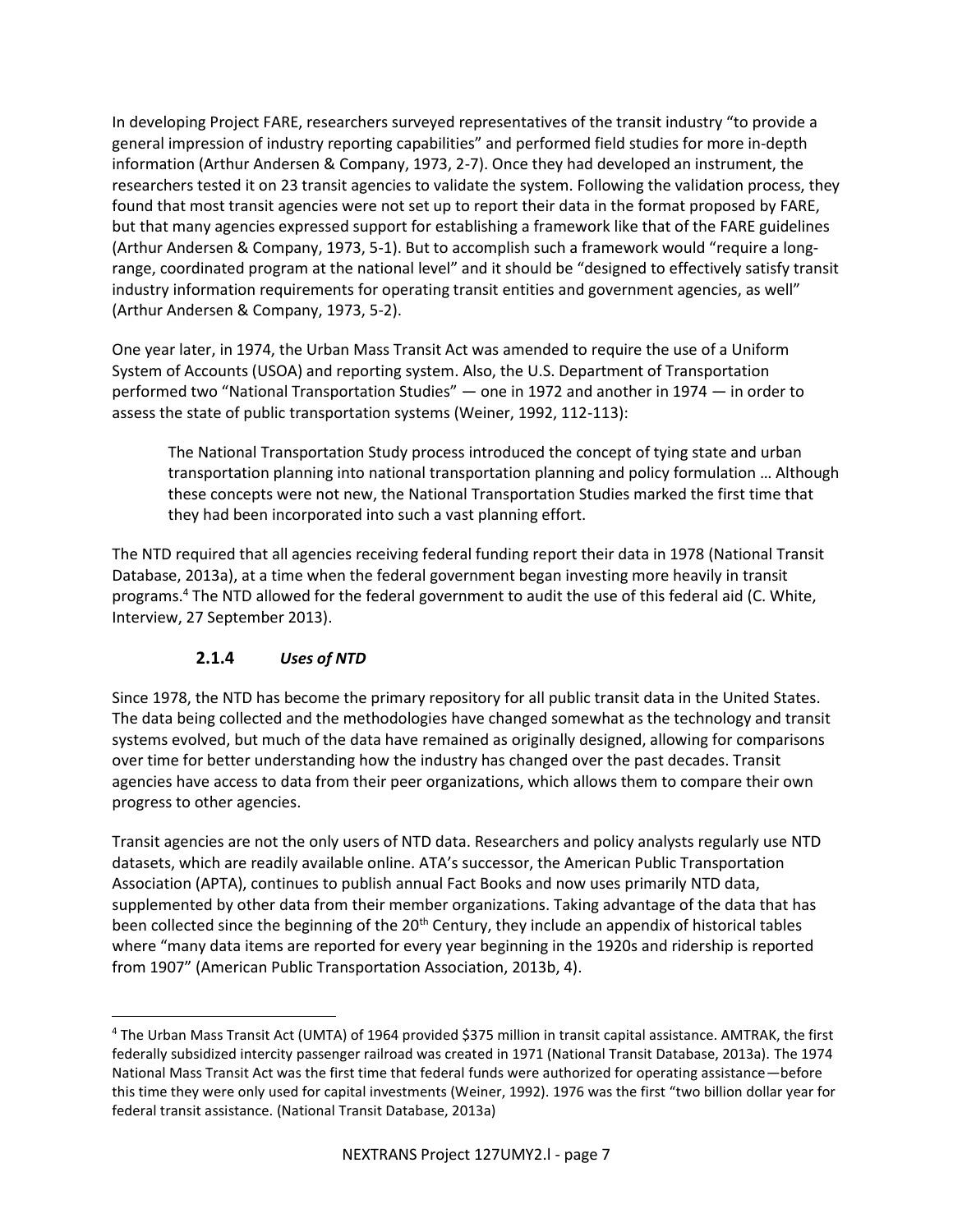In developing Project FARE, researchers surveyed representatives of the transit industry "to provide a general impression of industry reporting capabilities" and performed field studies for more in-depth information (Arthur Andersen & Company, 1973, 2-7). Once they had developed an instrument, the researchers tested it on 23 transit agencies to validate the system. Following the validation process, they found that most transit agencies were not set up to report their data in the format proposed by FARE, but that many agencies expressed support for establishing a framework like that of the FARE guidelines (Arthur Andersen & Company, 1973, 5-1). But to accomplish such a framework would "require a long-range, coordinated program at the national level" and it should be "designed to effectively satisfy transit industry information requirements for operating transit entities and government agencies, as well" (Arthur Andersen & Company, 1973, 5-2).

One year later, in 1974, the Urban Mass Transit Act was amended to require the use of a Uniform System of Accounts (USOA) and reporting system. Also, the U.S. Department of Transportation performed two "National Transportation Studies" — one in 1972 and another in 1974 — in order to assess the state of public transportation systems (Weiner, 1992, 112-113):

> The National Transportation Study process introduced the concept of tying state and urban transportation planning into national transportation planning and policy formulation … Although these concepts were not new, the National Transportation Studies marked the first time that they had been incorporated into such a vast planning effort.

The NTD required that all agencies receiving federal funding report their data in 1978 (National Transit Database, 2013a), at a time when the federal government began investing more heavily in transit programs.[4] The NTD allowed for the federal government to audit the use of this federal aid (C. White, Interview, 27 September 2013).

### 2.1.4 *Uses of NTD*

Since 1978, the NTD has become the primary repository for all public transit data in the United States. The data being collected and the methodologies have changed somewhat as the technology and transit systems evolved, but much of the data have remained as originally designed, allowing for comparisons over time for better understanding how the industry has changed over the past decades. Transit agencies have access to data from their peer organizations, which allows them to compare their own progress to other agencies.

Transit agencies are not the only users of NTD data. Researchers and policy analysts regularly use NTD datasets, which are readily available online. ATA's successor, the American Public Transportation Association (APTA), continues to publish annual Fact Books and now uses primarily NTD data, supplemented by other data from their member organizations. Taking advantage of the data that has been collected since the beginning of the 20th Century, they include an appendix of historical tables where "many data items are reported for every year beginning in the 1920s and ridership is reported from 1907" (American Public Transportation Association, 2013b, 4).

[4] The Urban Mass Transit Act (UMTA) of 1964 provided $375 million in transit capital assistance. AMTRAK, the first federally subsidized intercity passenger railroad was created in 1971 (National Transit Database, 2013a). The 1974 National Mass Transit Act was the first time that federal funds were authorized for operating assistance—before this time they were only used for capital investments (Weiner, 1992). 1976 was the first "two billion dollar year for federal transit assistance. (National Transit Database, 2013a)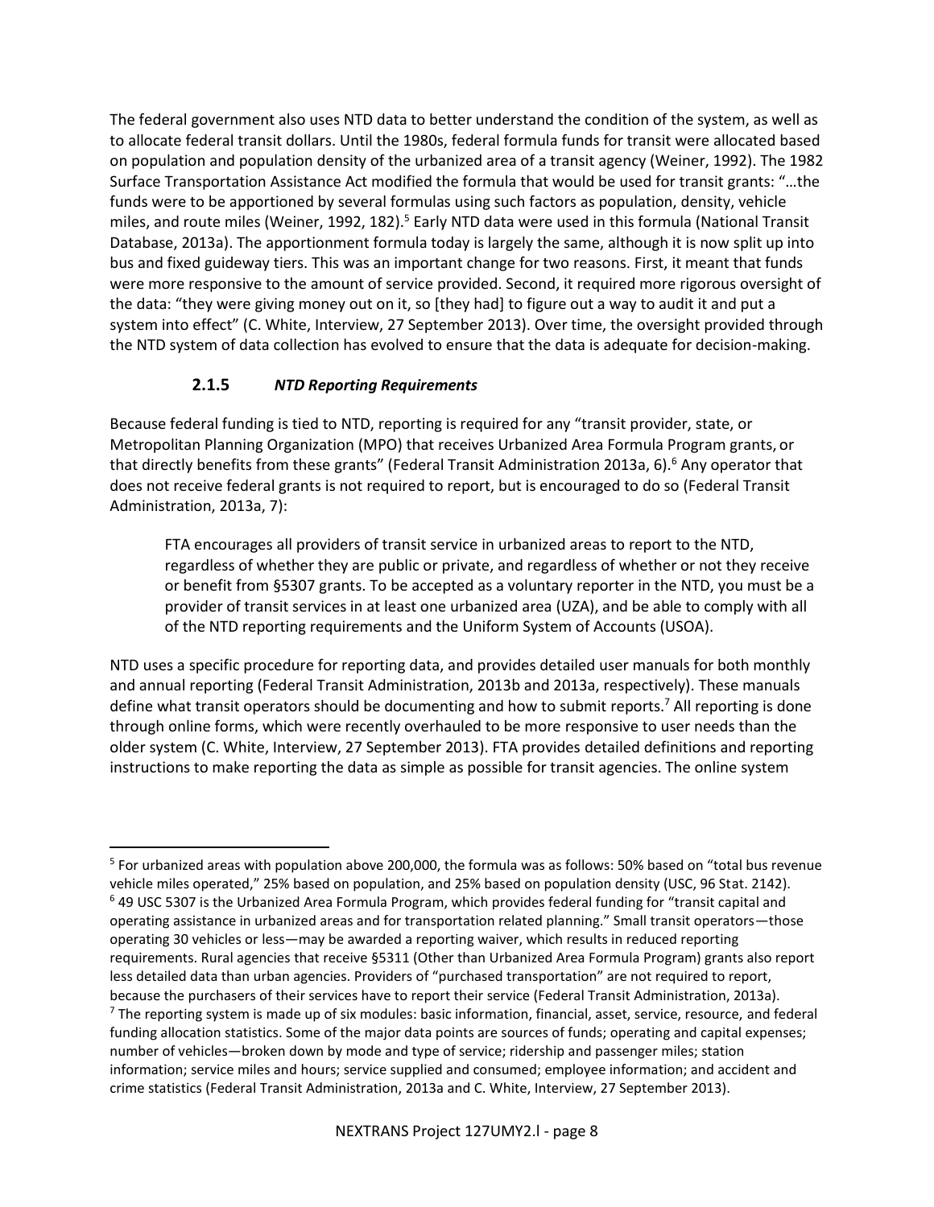The federal government also uses NTD data to better understand the condition of the system, as well as to allocate federal transit dollars. Until the 1980s, federal formula funds for transit were allocated based on population and population density of the urbanized area of a transit agency (Weiner, 1992). The 1982 Surface Transportation Assistance Act modified the formula that would be used for transit grants: "…the funds were to be apportioned by several formulas using such factors as population, density, vehicle miles, and route miles (Weiner, 1992, 182).[5] Early NTD data were used in this formula (National Transit Database, 2013a). The apportionment formula today is largely the same, although it is now split up into bus and fixed guideway tiers. This was an important change for two reasons. First, it meant that funds were more responsive to the amount of service provided. Second, it required more rigorous oversight of the data: "they were giving money out on it, so [they had] to figure out a way to audit it and put a system into effect" (C. White, Interview, 27 September 2013). Over time, the oversight provided through the NTD system of data collection has evolved to ensure that the data is adequate for decision-making.

### 2.1.5 *NTD Reporting Requirements*

Because federal funding is tied to NTD, reporting is required for any "transit provider, state, or Metropolitan Planning Organization (MPO) that receives Urbanized Area Formula Program grants, or that directly benefits from these grants" (Federal Transit Administration 2013a, 6).[6] Any operator that does not receive federal grants is not required to report, but is encouraged to do so (Federal Transit Administration, 2013a, 7):

> FTA encourages all providers of transit service in urbanized areas to report to the NTD, regardless of whether they are public or private, and regardless of whether or not they receive or benefit from §5307 grants. To be accepted as a voluntary reporter in the NTD, you must be a provider of transit services in at least one urbanized area (UZA), and be able to comply with all of the NTD reporting requirements and the Uniform System of Accounts (USOA).

NTD uses a specific procedure for reporting data, and provides detailed user manuals for both monthly and annual reporting (Federal Transit Administration, 2013b and 2013a, respectively). These manuals define what transit operators should be documenting and how to submit reports.[7] All reporting is done through online forms, which were recently overhauled to be more responsive to user needs than the older system (C. White, Interview, 27 September 2013). FTA provides detailed definitions and reporting instructions to make reporting the data as simple as possible for transit agencies. The online system

---

[5] For urbanized areas with population above 200,000, the formula was as follows: 50% based on "total bus revenue vehicle miles operated," 25% based on population, and 25% based on population density (USC, 96 Stat. 2142).

[6] 49 USC 5307 is the Urbanized Area Formula Program, which provides federal funding for "transit capital and operating assistance in urbanized areas and for transportation related planning." Small transit operators—those operating 30 vehicles or less—may be awarded a reporting waiver, which results in reduced reporting requirements. Rural agencies that receive §5311 (Other than Urbanized Area Formula Program) grants also report less detailed data than urban agencies. Providers of "purchased transportation" are not required to report, because the purchasers of their services have to report their service (Federal Transit Administration, 2013a).

[7] The reporting system is made up of six modules: basic information, financial, asset, service, resource, and federal funding allocation statistics. Some of the major data points are sources of funds; operating and capital expenses; number of vehicles—broken down by mode and type of service; ridership and passenger miles; station information; service miles and hours; service supplied and consumed; employee information; and accident and crime statistics (Federal Transit Administration, 2013a and C. White, Interview, 27 September 2013).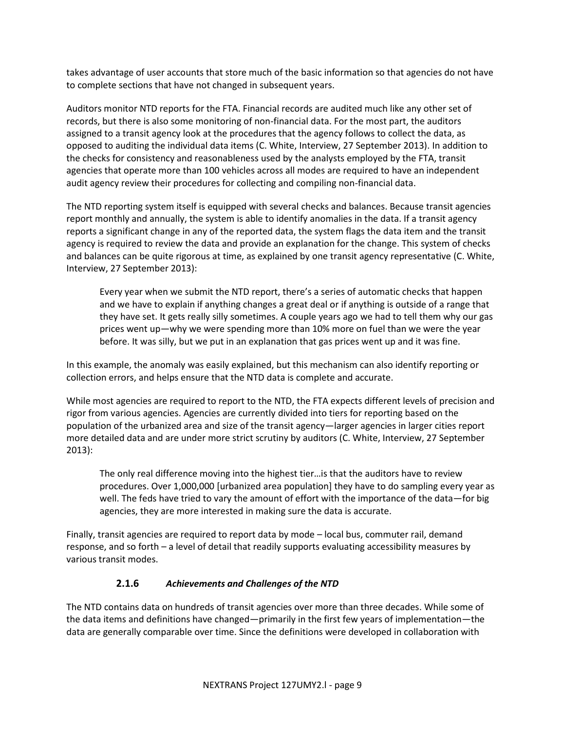takes advantage of user accounts that store much of the basic information so that agencies do not have to complete sections that have not changed in subsequent years.

Auditors monitor NTD reports for the FTA. Financial records are audited much like any other set of records, but there is also some monitoring of non-financial data. For the most part, the auditors assigned to a transit agency look at the procedures that the agency follows to collect the data, as opposed to auditing the individual data items (C. White, Interview, 27 September 2013). In addition to the checks for consistency and reasonableness used by the analysts employed by the FTA, transit agencies that operate more than 100 vehicles across all modes are required to have an independent audit agency review their procedures for collecting and compiling non-financial data.

The NTD reporting system itself is equipped with several checks and balances. Because transit agencies report monthly and annually, the system is able to identify anomalies in the data. If a transit agency reports a significant change in any of the reported data, the system flags the data item and the transit agency is required to review the data and provide an explanation for the change. This system of checks and balances can be quite rigorous at time, as explained by one transit agency representative (C. White, Interview, 27 September 2013):

> Every year when we submit the NTD report, there's a series of automatic checks that happen and we have to explain if anything changes a great deal or if anything is outside of a range that they have set. It gets really silly sometimes. A couple years ago we had to tell them why our gas prices went up—why we were spending more than 10% more on fuel than we were the year before. It was silly, but we put in an explanation that gas prices went up and it was fine.

In this example, the anomaly was easily explained, but this mechanism can also identify reporting or collection errors, and helps ensure that the NTD data is complete and accurate.

While most agencies are required to report to the NTD, the FTA expects different levels of precision and rigor from various agencies. Agencies are currently divided into tiers for reporting based on the population of the urbanized area and size of the transit agency—larger agencies in larger cities report more detailed data and are under more strict scrutiny by auditors (C. White, Interview, 27 September 2013):

> The only real difference moving into the highest tier…is that the auditors have to review procedures. Over 1,000,000 [urbanized area population] they have to do sampling every year as well. The feds have tried to vary the amount of effort with the importance of the data—for big agencies, they are more interested in making sure the data is accurate.

Finally, transit agencies are required to report data by mode – local bus, commuter rail, demand response, and so forth – a level of detail that readily supports evaluating accessibility measures by various transit modes.

### 2.1.6 *Achievements and Challenges of the NTD*

The NTD contains data on hundreds of transit agencies over more than three decades. While some of the data items and definitions have changed—primarily in the first few years of implementation—the data are generally comparable over time. Since the definitions were developed in collaboration with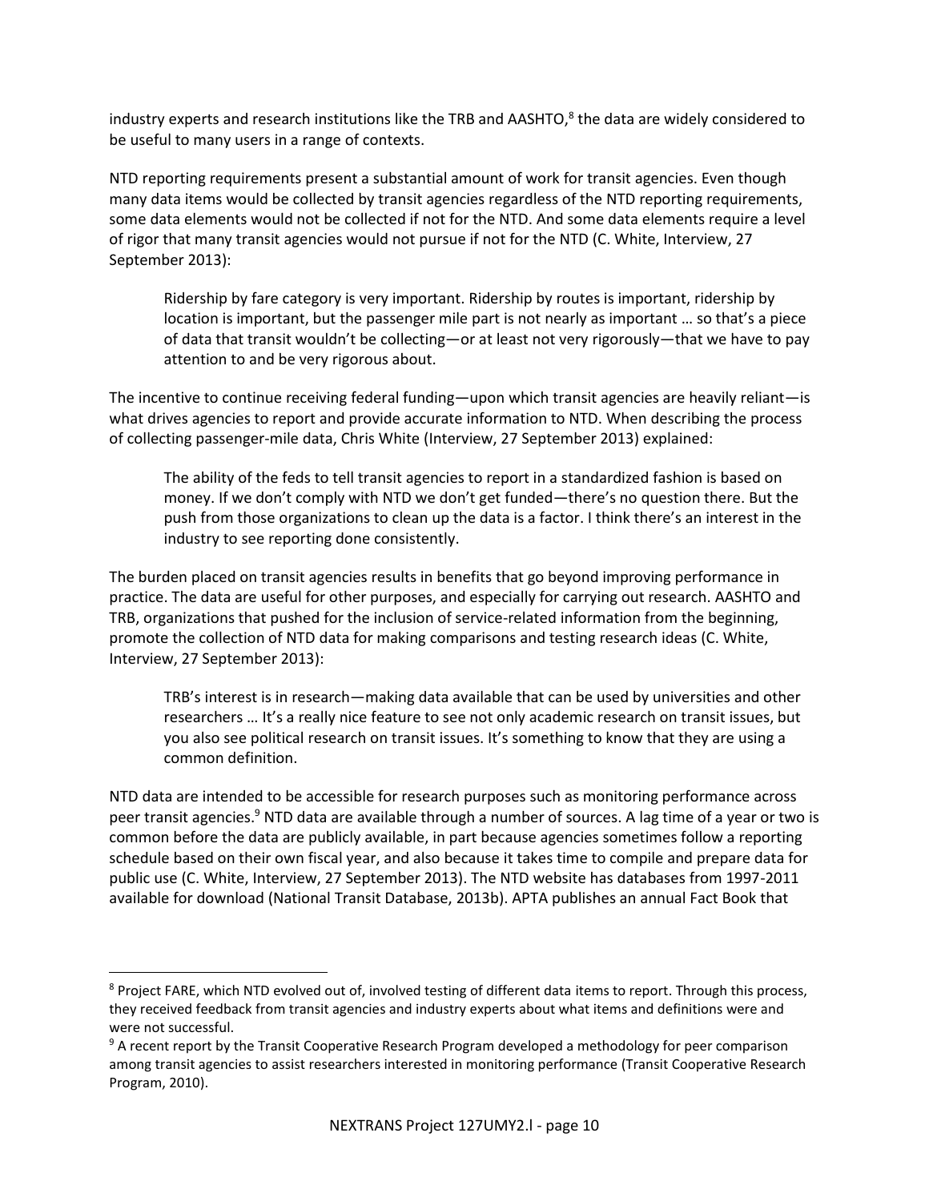industry experts and research institutions like the TRB and AASHTO,[8] the data are widely considered to be useful to many users in a range of contexts.

NTD reporting requirements present a substantial amount of work for transit agencies. Even though many data items would be collected by transit agencies regardless of the NTD reporting requirements, some data elements would not be collected if not for the NTD. And some data elements require a level of rigor that many transit agencies would not pursue if not for the NTD (C. White, Interview, 27 September 2013):

> Ridership by fare category is very important. Ridership by routes is important, ridership by location is important, but the passenger mile part is not nearly as important … so that's a piece of data that transit wouldn't be collecting—or at least not very rigorously—that we have to pay attention to and be very rigorous about.

The incentive to continue receiving federal funding—upon which transit agencies are heavily reliant—is what drives agencies to report and provide accurate information to NTD. When describing the process of collecting passenger-mile data, Chris White (Interview, 27 September 2013) explained:

> The ability of the feds to tell transit agencies to report in a standardized fashion is based on money. If we don't comply with NTD we don't get funded—there's no question there. But the push from those organizations to clean up the data is a factor. I think there's an interest in the industry to see reporting done consistently.

The burden placed on transit agencies results in benefits that go beyond improving performance in practice. The data are useful for other purposes, and especially for carrying out research. AASHTO and TRB, organizations that pushed for the inclusion of service-related information from the beginning, promote the collection of NTD data for making comparisons and testing research ideas (C. White, Interview, 27 September 2013):

> TRB's interest is in research—making data available that can be used by universities and other researchers … It's a really nice feature to see not only academic research on transit issues, but you also see political research on transit issues. It's something to know that they are using a common definition.

NTD data are intended to be accessible for research purposes such as monitoring performance across peer transit agencies.[9] NTD data are available through a number of sources. A lag time of a year or two is common before the data are publicly available, in part because agencies sometimes follow a reporting schedule based on their own fiscal year, and also because it takes time to compile and prepare data for public use (C. White, Interview, 27 September 2013). The NTD website has databases from 1997-2011 available for download (National Transit Database, 2013b). APTA publishes an annual Fact Book that

---

[8] Project FARE, which NTD evolved out of, involved testing of different data items to report. Through this process, they received feedback from transit agencies and industry experts about what items and definitions were and were not successful.

[9] A recent report by the Transit Cooperative Research Program developed a methodology for peer comparison among transit agencies to assist researchers interested in monitoring performance (Transit Cooperative Research Program, 2010).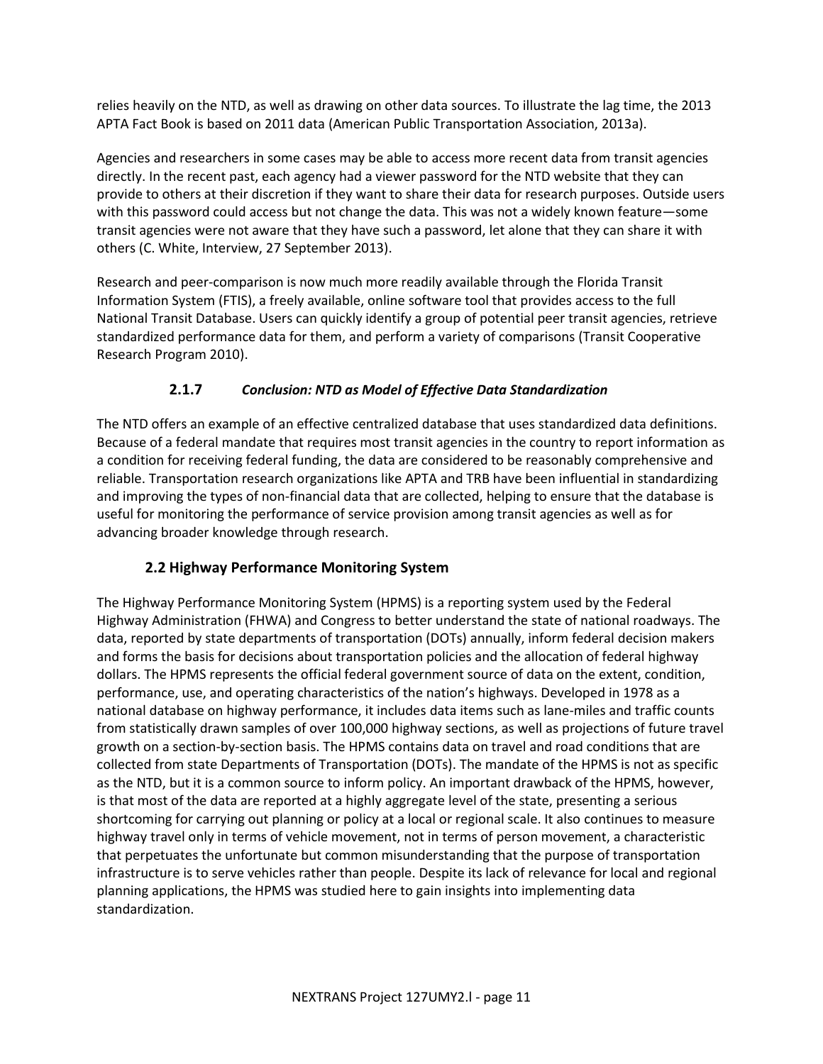relies heavily on the NTD, as well as drawing on other data sources. To illustrate the lag time, the 2013 APTA Fact Book is based on 2011 data (American Public Transportation Association, 2013a).

Agencies and researchers in some cases may be able to access more recent data from transit agencies directly. In the recent past, each agency had a viewer password for the NTD website that they can provide to others at their discretion if they want to share their data for research purposes. Outside users with this password could access but not change the data. This was not a widely known feature—some transit agencies were not aware that they have such a password, let alone that they can share it with others (C. White, Interview, 27 September 2013).

Research and peer-comparison is now much more readily available through the Florida Transit Information System (FTIS), a freely available, online software tool that provides access to the full National Transit Database. Users can quickly identify a group of potential peer transit agencies, retrieve standardized performance data for them, and perform a variety of comparisons (Transit Cooperative Research Program 2010).

### 2.1.7 *Conclusion: NTD as Model of Effective Data Standardization*

The NTD offers an example of an effective centralized database that uses standardized data definitions. Because of a federal mandate that requires most transit agencies in the country to report information as a condition for receiving federal funding, the data are considered to be reasonably comprehensive and reliable. Transportation research organizations like APTA and TRB have been influential in standardizing and improving the types of non-financial data that are collected, helping to ensure that the database is useful for monitoring the performance of service provision among transit agencies as well as for advancing broader knowledge through research.

## 2.2 Highway Performance Monitoring System

The Highway Performance Monitoring System (HPMS) is a reporting system used by the Federal Highway Administration (FHWA) and Congress to better understand the state of national roadways. The data, reported by state departments of transportation (DOTs) annually, inform federal decision makers and forms the basis for decisions about transportation policies and the allocation of federal highway dollars. The HPMS represents the official federal government source of data on the extent, condition, performance, use, and operating characteristics of the nation's highways. Developed in 1978 as a national database on highway performance, it includes data items such as lane-miles and traffic counts from statistically drawn samples of over 100,000 highway sections, as well as projections of future travel growth on a section-by-section basis. The HPMS contains data on travel and road conditions that are collected from state Departments of Transportation (DOTs). The mandate of the HPMS is not as specific as the NTD, but it is a common source to inform policy. An important drawback of the HPMS, however, is that most of the data are reported at a highly aggregate level of the state, presenting a serious shortcoming for carrying out planning or policy at a local or regional scale. It also continues to measure highway travel only in terms of vehicle movement, not in terms of person movement, a characteristic that perpetuates the unfortunate but common misunderstanding that the purpose of transportation infrastructure is to serve vehicles rather than people. Despite its lack of relevance for local and regional planning applications, the HPMS was studied here to gain insights into implementing data standardization.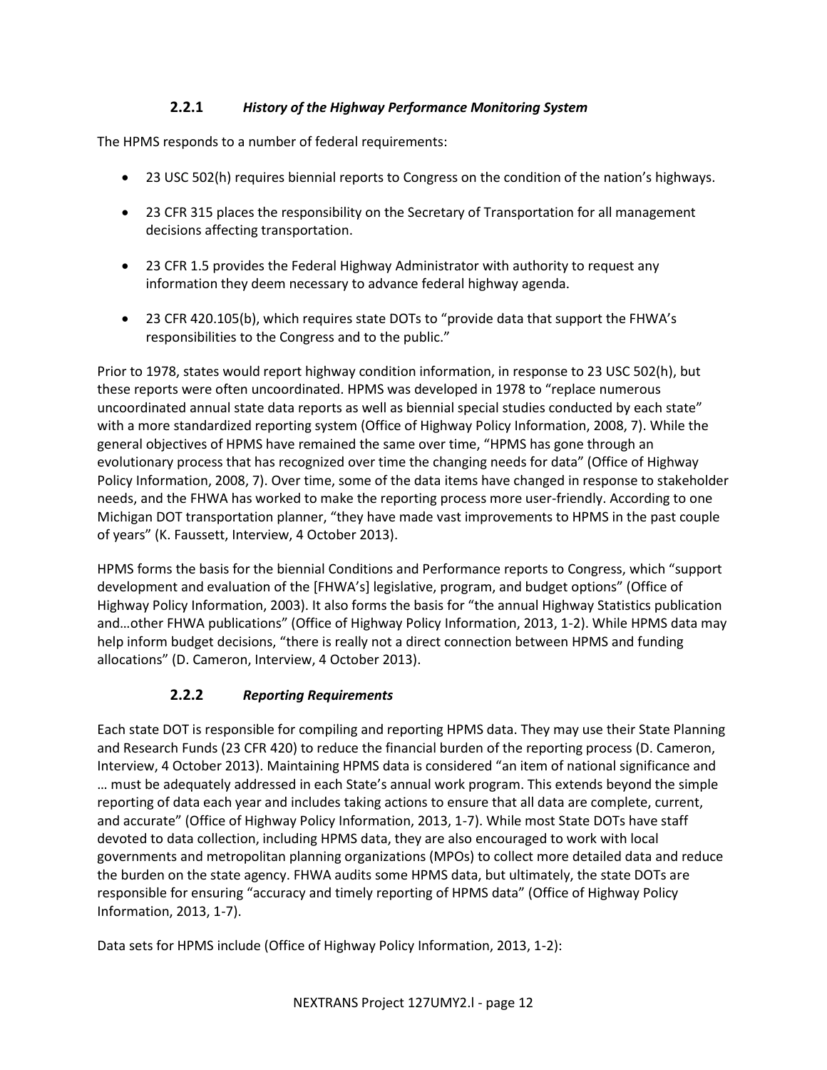### 2.2.1 *History of the Highway Performance Monitoring System*

The HPMS responds to a number of federal requirements:

- 23 USC 502(h) requires biennial reports to Congress on the condition of the nation's highways.
- 23 CFR 315 places the responsibility on the Secretary of Transportation for all management decisions affecting transportation.
- 23 CFR 1.5 provides the Federal Highway Administrator with authority to request any information they deem necessary to advance federal highway agenda.
- 23 CFR 420.105(b), which requires state DOTs to "provide data that support the FHWA's responsibilities to the Congress and to the public."

Prior to 1978, states would report highway condition information, in response to 23 USC 502(h), but these reports were often uncoordinated. HPMS was developed in 1978 to "replace numerous uncoordinated annual state data reports as well as biennial special studies conducted by each state" with a more standardized reporting system (Office of Highway Policy Information, 2008, 7). While the general objectives of HPMS have remained the same over time, "HPMS has gone through an evolutionary process that has recognized over time the changing needs for data" (Office of Highway Policy Information, 2008, 7). Over time, some of the data items have changed in response to stakeholder needs, and the FHWA has worked to make the reporting process more user-friendly. According to one Michigan DOT transportation planner, "they have made vast improvements to HPMS in the past couple of years" (K. Faussett, Interview, 4 October 2013).

HPMS forms the basis for the biennial Conditions and Performance reports to Congress, which "support development and evaluation of the [FHWA's] legislative, program, and budget options" (Office of Highway Policy Information, 2003). It also forms the basis for "the annual Highway Statistics publication and…other FHWA publications" (Office of Highway Policy Information, 2013, 1-2). While HPMS data may help inform budget decisions, "there is really not a direct connection between HPMS and funding allocations" (D. Cameron, Interview, 4 October 2013).

### 2.2.2 *Reporting Requirements*

Each state DOT is responsible for compiling and reporting HPMS data. They may use their State Planning and Research Funds (23 CFR 420) to reduce the financial burden of the reporting process (D. Cameron, Interview, 4 October 2013). Maintaining HPMS data is considered "an item of national significance and … must be adequately addressed in each State's annual work program. This extends beyond the simple reporting of data each year and includes taking actions to ensure that all data are complete, current, and accurate" (Office of Highway Policy Information, 2013, 1-7). While most State DOTs have staff devoted to data collection, including HPMS data, they are also encouraged to work with local governments and metropolitan planning organizations (MPOs) to collect more detailed data and reduce the burden on the state agency. FHWA audits some HPMS data, but ultimately, the state DOTs are responsible for ensuring "accuracy and timely reporting of HPMS data" (Office of Highway Policy Information, 2013, 1-7).

Data sets for HPMS include (Office of Highway Policy Information, 2013, 1-2):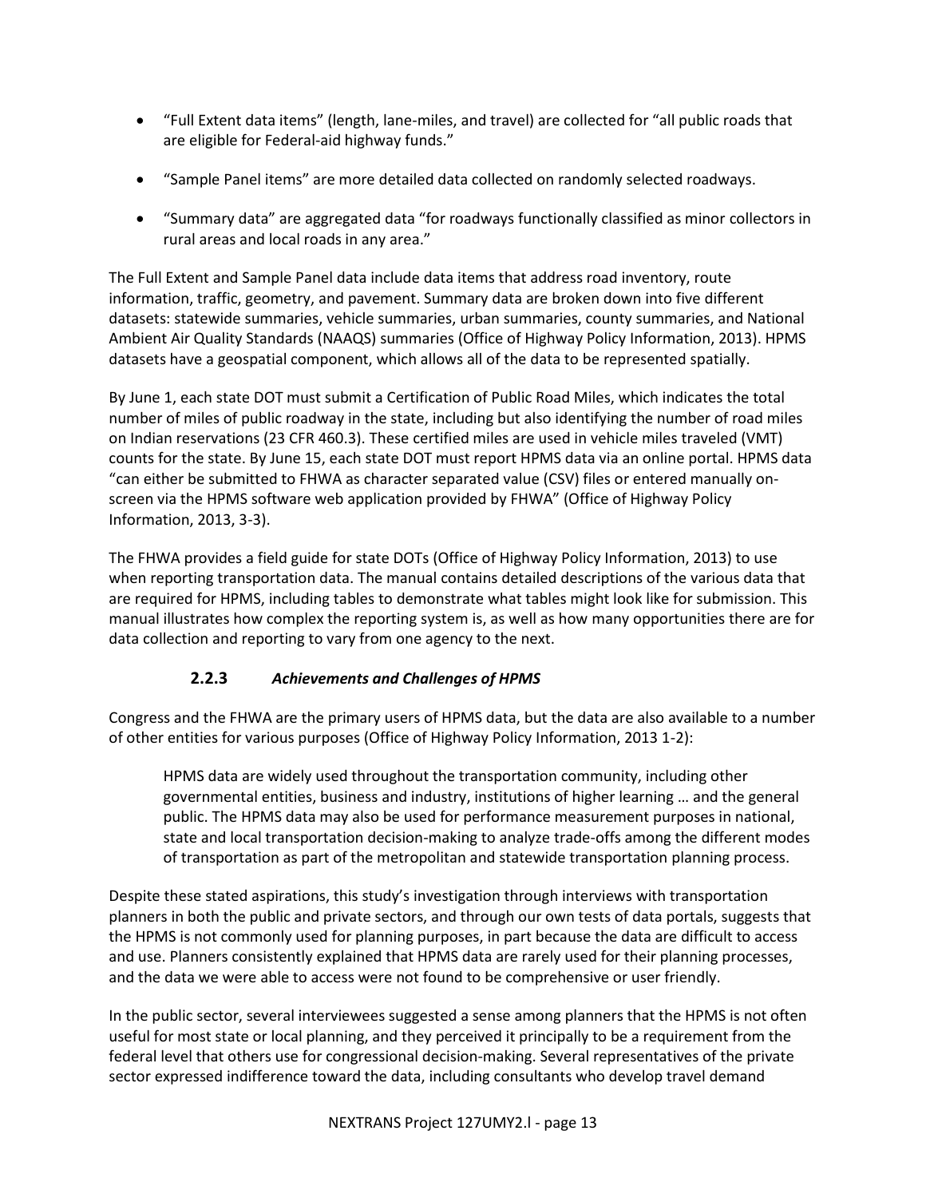- "Full Extent data items" (length, lane-miles, and travel) are collected for "all public roads that are eligible for Federal-aid highway funds."
- "Sample Panel items" are more detailed data collected on randomly selected roadways.
- "Summary data" are aggregated data "for roadways functionally classified as minor collectors in rural areas and local roads in any area."

The Full Extent and Sample Panel data include data items that address road inventory, route information, traffic, geometry, and pavement. Summary data are broken down into five different datasets: statewide summaries, vehicle summaries, urban summaries, county summaries, and National Ambient Air Quality Standards (NAAQS) summaries (Office of Highway Policy Information, 2013). HPMS datasets have a geospatial component, which allows all of the data to be represented spatially.

By June 1, each state DOT must submit a Certification of Public Road Miles, which indicates the total number of miles of public roadway in the state, including but also identifying the number of road miles on Indian reservations (23 CFR 460.3). These certified miles are used in vehicle miles traveled (VMT) counts for the state. By June 15, each state DOT must report HPMS data via an online portal. HPMS data "can either be submitted to FHWA as character separated value (CSV) files or entered manually on-screen via the HPMS software web application provided by FHWA" (Office of Highway Policy Information, 2013, 3-3).

The FHWA provides a field guide for state DOTs (Office of Highway Policy Information, 2013) to use when reporting transportation data. The manual contains detailed descriptions of the various data that are required for HPMS, including tables to demonstrate what tables might look like for submission. This manual illustrates how complex the reporting system is, as well as how many opportunities there are for data collection and reporting to vary from one agency to the next.

### 2.2.3 *Achievements and Challenges of HPMS*

Congress and the FHWA are the primary users of HPMS data, but the data are also available to a number of other entities for various purposes (Office of Highway Policy Information, 2013 1-2):

> HPMS data are widely used throughout the transportation community, including other governmental entities, business and industry, institutions of higher learning … and the general public. The HPMS data may also be used for performance measurement purposes in national, state and local transportation decision-making to analyze trade-offs among the different modes of transportation as part of the metropolitan and statewide transportation planning process.

Despite these stated aspirations, this study's investigation through interviews with transportation planners in both the public and private sectors, and through our own tests of data portals, suggests that the HPMS is not commonly used for planning purposes, in part because the data are difficult to access and use. Planners consistently explained that HPMS data are rarely used for their planning processes, and the data we were able to access were not found to be comprehensive or user friendly.

In the public sector, several interviewees suggested a sense among planners that the HPMS is not often useful for most state or local planning, and they perceived it principally to be a requirement from the federal level that others use for congressional decision-making. Several representatives of the private sector expressed indifference toward the data, including consultants who develop travel demand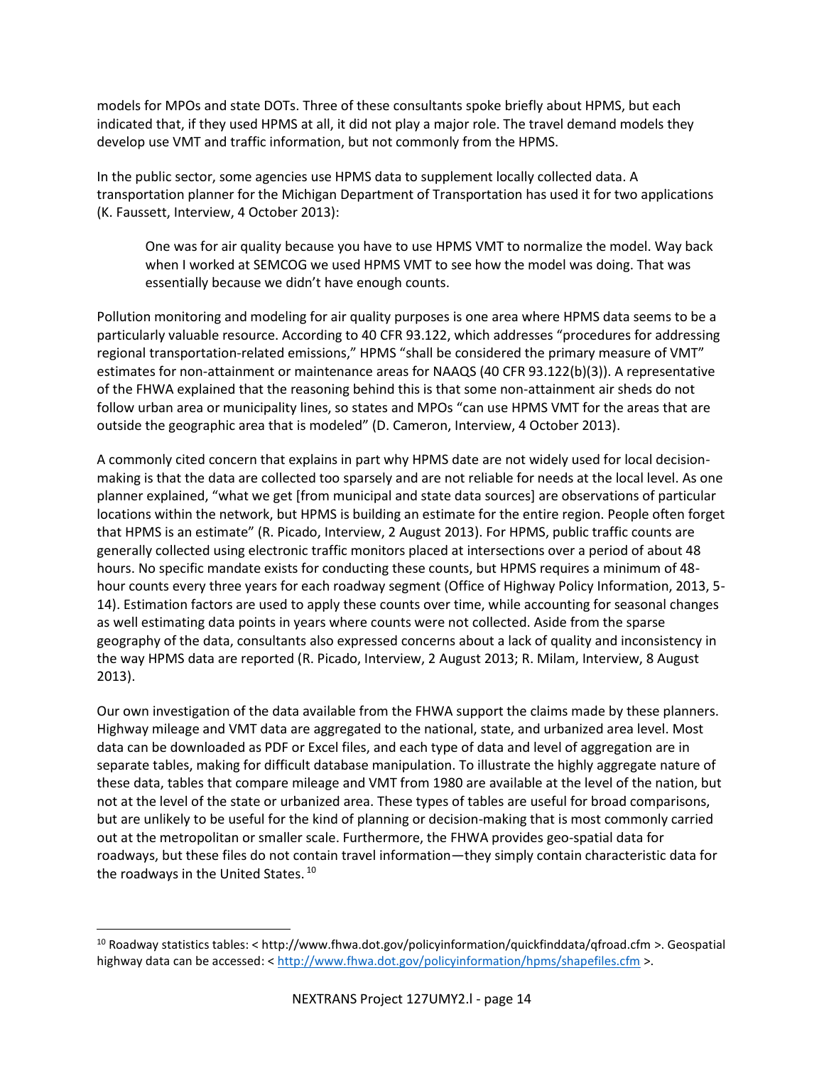models for MPOs and state DOTs. Three of these consultants spoke briefly about HPMS, but each indicated that, if they used HPMS at all, it did not play a major role. The travel demand models they develop use VMT and traffic information, but not commonly from the HPMS.

In the public sector, some agencies use HPMS data to supplement locally collected data. A transportation planner for the Michigan Department of Transportation has used it for two applications (K. Faussett, Interview, 4 October 2013):

> One was for air quality because you have to use HPMS VMT to normalize the model. Way back when I worked at SEMCOG we used HPMS VMT to see how the model was doing. That was essentially because we didn't have enough counts.

Pollution monitoring and modeling for air quality purposes is one area where HPMS data seems to be a particularly valuable resource. According to 40 CFR 93.122, which addresses "procedures for addressing regional transportation-related emissions," HPMS "shall be considered the primary measure of VMT" estimates for non-attainment or maintenance areas for NAAQS (40 CFR 93.122(b)(3)). A representative of the FHWA explained that the reasoning behind this is that some non-attainment air sheds do not follow urban area or municipality lines, so states and MPOs "can use HPMS VMT for the areas that are outside the geographic area that is modeled" (D. Cameron, Interview, 4 October 2013).

A commonly cited concern that explains in part why HPMS date are not widely used for local decision-making is that the data are collected too sparsely and are not reliable for needs at the local level. As one planner explained, "what we get [from municipal and state data sources] are observations of particular locations within the network, but HPMS is building an estimate for the entire region. People often forget that HPMS is an estimate" (R. Picado, Interview, 2 August 2013). For HPMS, public traffic counts are generally collected using electronic traffic monitors placed at intersections over a period of about 48 hours. No specific mandate exists for conducting these counts, but HPMS requires a minimum of 48-hour counts every three years for each roadway segment (Office of Highway Policy Information, 2013, 5-14). Estimation factors are used to apply these counts over time, while accounting for seasonal changes as well estimating data points in years where counts were not collected. Aside from the sparse geography of the data, consultants also expressed concerns about a lack of quality and inconsistency in the way HPMS data are reported (R. Picado, Interview, 2 August 2013; R. Milam, Interview, 8 August 2013).

Our own investigation of the data available from the FHWA support the claims made by these planners. Highway mileage and VMT data are aggregated to the national, state, and urbanized area level. Most data can be downloaded as PDF or Excel files, and each type of data and level of aggregation are in separate tables, making for difficult database manipulation. To illustrate the highly aggregate nature of these data, tables that compare mileage and VMT from 1980 are available at the level of the nation, but not at the level of the state or urbanized area. These types of tables are useful for broad comparisons, but are unlikely to be useful for the kind of planning or decision-making that is most commonly carried out at the metropolitan or smaller scale. Furthermore, the FHWA provides geo-spatial data for roadways, but these files do not contain travel information—they simply contain characteristic data for the roadways in the United States. [10]

---

[10] Roadway statistics tables: < http://www.fhwa.dot.gov/policyinformation/quickfinddata/qfroad.cfm >. Geospatial highway data can be accessed: < http://www.fhwa.dot.gov/policyinformation/hpms/shapefiles.cfm >.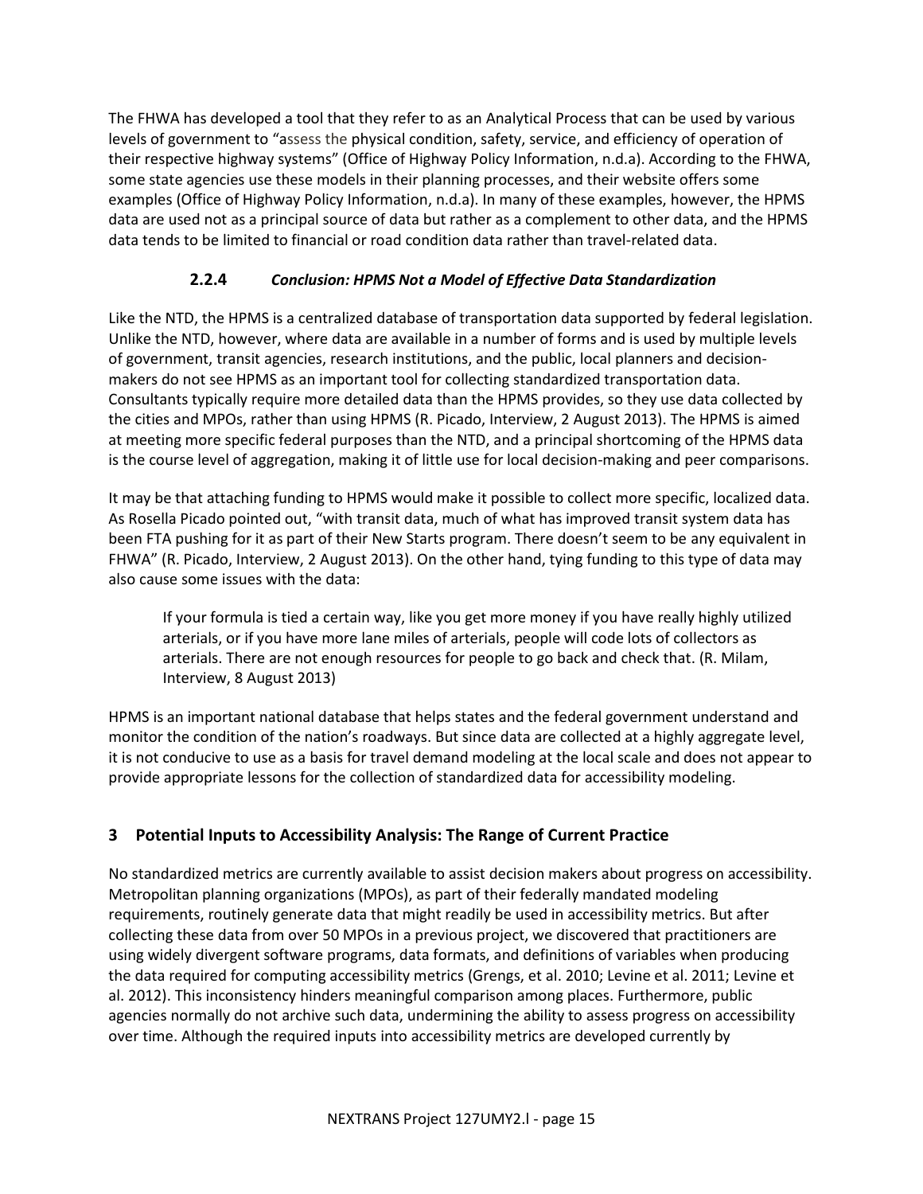The FHWA has developed a tool that they refer to as an Analytical Process that can be used by various levels of government to "assess the physical condition, safety, service, and efficiency of operation of their respective highway systems" (Office of Highway Policy Information, n.d.a). According to the FHWA, some state agencies use these models in their planning processes, and their website offers some examples (Office of Highway Policy Information, n.d.a). In many of these examples, however, the HPMS data are used not as a principal source of data but rather as a complement to other data, and the HPMS data tends to be limited to financial or road condition data rather than travel-related data.

### 2.2.4 *Conclusion: HPMS Not a Model of Effective Data Standardization*

Like the NTD, the HPMS is a centralized database of transportation data supported by federal legislation. Unlike the NTD, however, where data are available in a number of forms and is used by multiple levels of government, transit agencies, research institutions, and the public, local planners and decision-makers do not see HPMS as an important tool for collecting standardized transportation data. Consultants typically require more detailed data than the HPMS provides, so they use data collected by the cities and MPOs, rather than using HPMS (R. Picado, Interview, 2 August 2013). The HPMS is aimed at meeting more specific federal purposes than the NTD, and a principal shortcoming of the HPMS data is the course level of aggregation, making it of little use for local decision-making and peer comparisons.

It may be that attaching funding to HPMS would make it possible to collect more specific, localized data. As Rosella Picado pointed out, "with transit data, much of what has improved transit system data has been FTA pushing for it as part of their New Starts program. There doesn't seem to be any equivalent in FHWA" (R. Picado, Interview, 2 August 2013). On the other hand, tying funding to this type of data may also cause some issues with the data:

> If your formula is tied a certain way, like you get more money if you have really highly utilized arterials, or if you have more lane miles of arterials, people will code lots of collectors as arterials. There are not enough resources for people to go back and check that. (R. Milam, Interview, 8 August 2013)

HPMS is an important national database that helps states and the federal government understand and monitor the condition of the nation's roadways. But since data are collected at a highly aggregate level, it is not conducive to use as a basis for travel demand modeling at the local scale and does not appear to provide appropriate lessons for the collection of standardized data for accessibility modeling.

## 3 Potential Inputs to Accessibility Analysis: The Range of Current Practice

No standardized metrics are currently available to assist decision makers about progress on accessibility. Metropolitan planning organizations (MPOs), as part of their federally mandated modeling requirements, routinely generate data that might readily be used in accessibility metrics. But after collecting these data from over 50 MPOs in a previous project, we discovered that practitioners are using widely divergent software programs, data formats, and definitions of variables when producing the data required for computing accessibility metrics (Grengs, et al. 2010; Levine et al. 2011; Levine et al. 2012). This inconsistency hinders meaningful comparison among places. Furthermore, public agencies normally do not archive such data, undermining the ability to assess progress on accessibility over time. Although the required inputs into accessibility metrics are developed currently by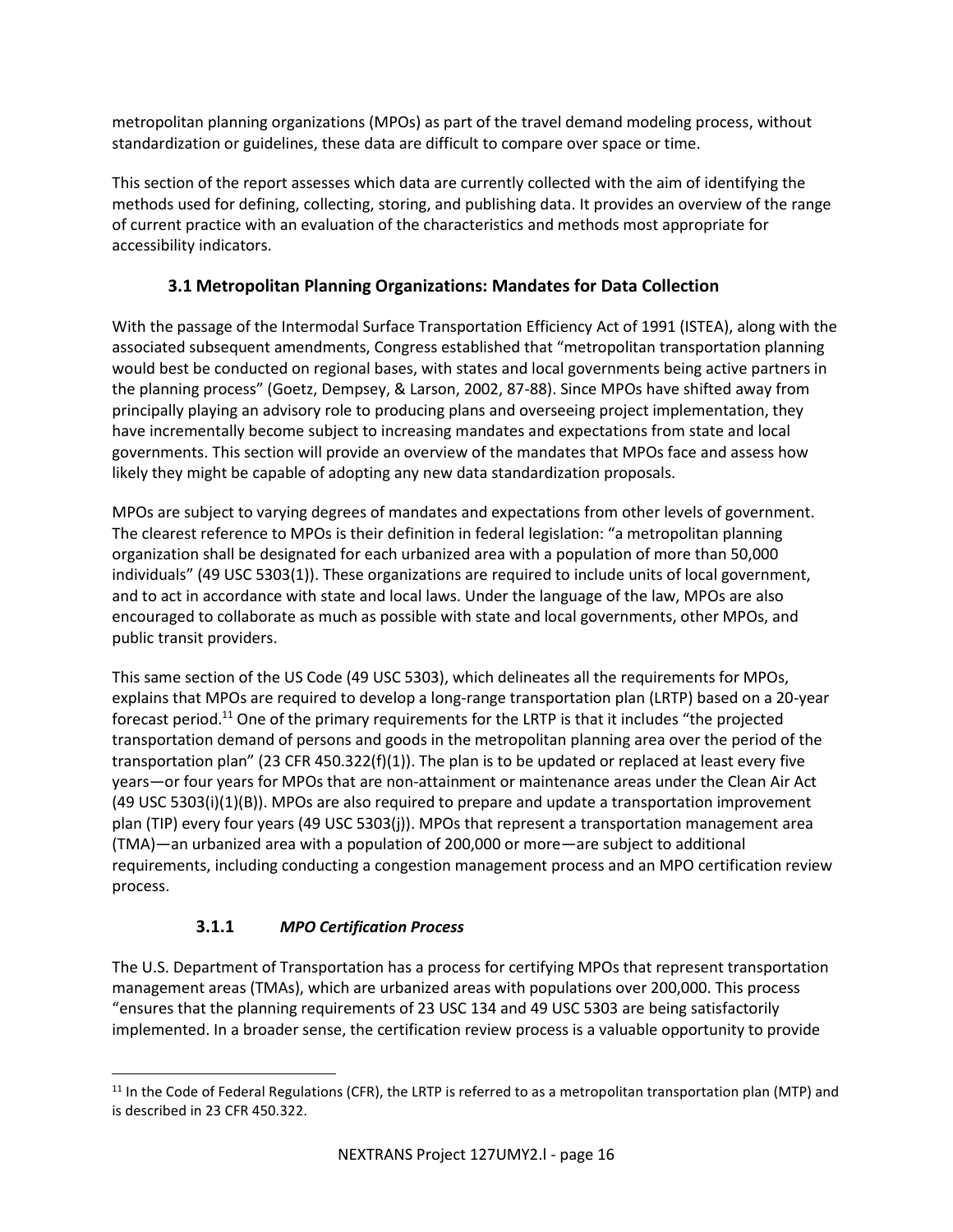metropolitan planning organizations (MPOs) as part of the travel demand modeling process, without standardization or guidelines, these data are difficult to compare over space or time.

This section of the report assesses which data are currently collected with the aim of identifying the methods used for defining, collecting, storing, and publishing data. It provides an overview of the range of current practice with an evaluation of the characteristics and methods most appropriate for accessibility indicators.

## 3.1 Metropolitan Planning Organizations: Mandates for Data Collection

With the passage of the Intermodal Surface Transportation Efficiency Act of 1991 (ISTEA), along with the associated subsequent amendments, Congress established that "metropolitan transportation planning would best be conducted on regional bases, with states and local governments being active partners in the planning process" (Goetz, Dempsey, & Larson, 2002, 87-88). Since MPOs have shifted away from principally playing an advisory role to producing plans and overseeing project implementation, they have incrementally become subject to increasing mandates and expectations from state and local governments. This section will provide an overview of the mandates that MPOs face and assess how likely they might be capable of adopting any new data standardization proposals.

MPOs are subject to varying degrees of mandates and expectations from other levels of government. The clearest reference to MPOs is their definition in federal legislation: "a metropolitan planning organization shall be designated for each urbanized area with a population of more than 50,000 individuals" (49 USC 5303(1)). These organizations are required to include units of local government, and to act in accordance with state and local laws. Under the language of the law, MPOs are also encouraged to collaborate as much as possible with state and local governments, other MPOs, and public transit providers.

This same section of the US Code (49 USC 5303), which delineates all the requirements for MPOs, explains that MPOs are required to develop a long-range transportation plan (LRTP) based on a 20-year forecast period.[11] One of the primary requirements for the LRTP is that it includes "the projected transportation demand of persons and goods in the metropolitan planning area over the period of the transportation plan" (23 CFR 450.322(f)(1)). The plan is to be updated or replaced at least every five years—or four years for MPOs that are non-attainment or maintenance areas under the Clean Air Act (49 USC 5303(i)(1)(B)). MPOs are also required to prepare and update a transportation improvement plan (TIP) every four years (49 USC 5303(j)). MPOs that represent a transportation management area (TMA)—an urbanized area with a population of 200,000 or more—are subject to additional requirements, including conducting a congestion management process and an MPO certification review process.

### 3.1.1 *MPO Certification Process*

The U.S. Department of Transportation has a process for certifying MPOs that represent transportation management areas (TMAs), which are urbanized areas with populations over 200,000. This process "ensures that the planning requirements of 23 USC 134 and 49 USC 5303 are being satisfactorily implemented. In a broader sense, the certification review process is a valuable opportunity to provide

---

[11] In the Code of Federal Regulations (CFR), the LRTP is referred to as a metropolitan transportation plan (MTP) and is described in 23 CFR 450.322.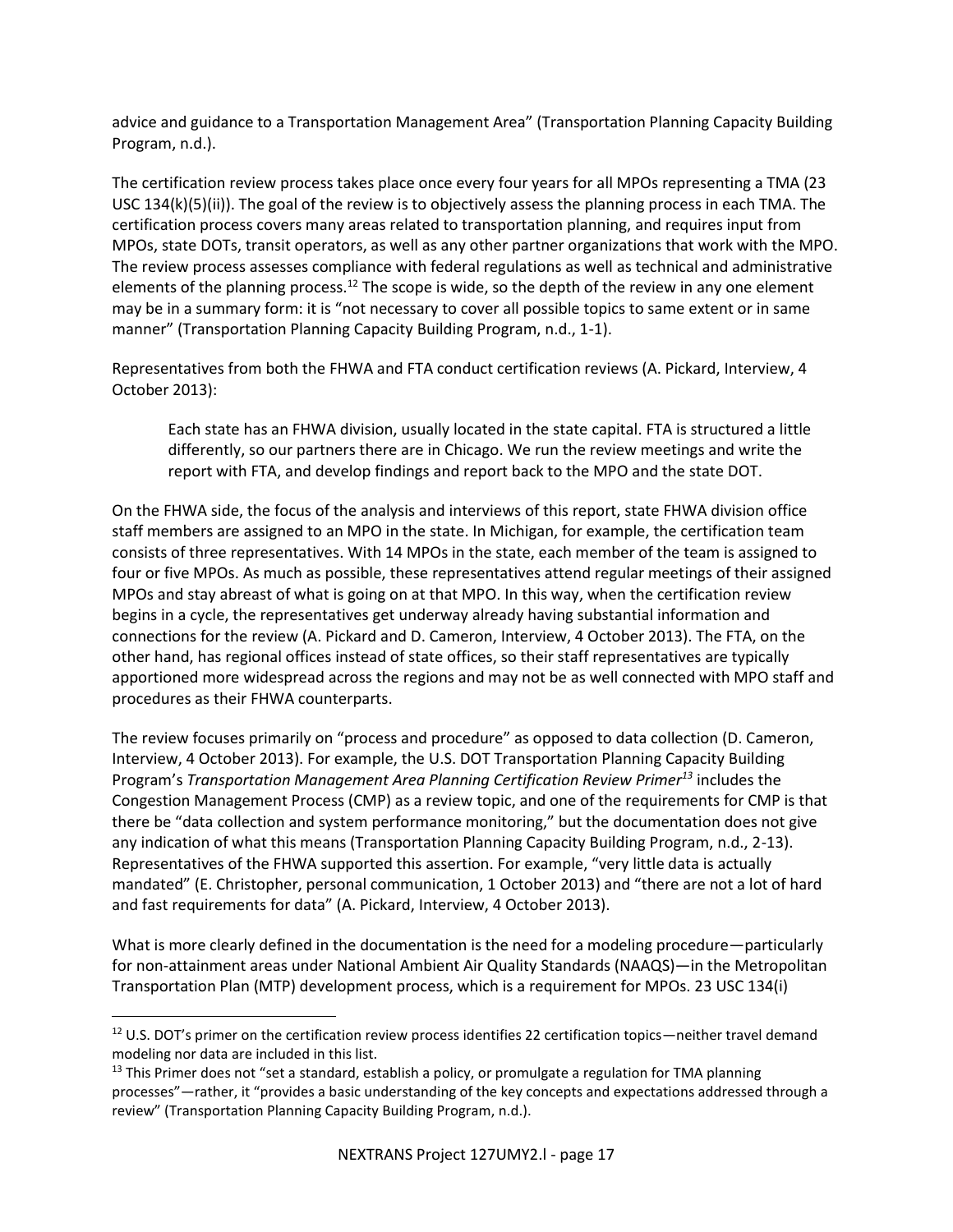advice and guidance to a Transportation Management Area" (Transportation Planning Capacity Building Program, n.d.).

The certification review process takes place once every four years for all MPOs representing a TMA (23 USC 134(k)(5)(ii)). The goal of the review is to objectively assess the planning process in each TMA. The certification process covers many areas related to transportation planning, and requires input from MPOs, state DOTs, transit operators, as well as any other partner organizations that work with the MPO. The review process assesses compliance with federal regulations as well as technical and administrative elements of the planning process.[12] The scope is wide, so the depth of the review in any one element may be in a summary form: it is "not necessary to cover all possible topics to same extent or in same manner" (Transportation Planning Capacity Building Program, n.d., 1-1).

Representatives from both the FHWA and FTA conduct certification reviews (A. Pickard, Interview, 4 October 2013):

> Each state has an FHWA division, usually located in the state capital. FTA is structured a little differently, so our partners there are in Chicago. We run the review meetings and write the report with FTA, and develop findings and report back to the MPO and the state DOT.

On the FHWA side, the focus of the analysis and interviews of this report, state FHWA division office staff members are assigned to an MPO in the state. In Michigan, for example, the certification team consists of three representatives. With 14 MPOs in the state, each member of the team is assigned to four or five MPOs. As much as possible, these representatives attend regular meetings of their assigned MPOs and stay abreast of what is going on at that MPO. In this way, when the certification review begins in a cycle, the representatives get underway already having substantial information and connections for the review (A. Pickard and D. Cameron, Interview, 4 October 2013). The FTA, on the other hand, has regional offices instead of state offices, so their staff representatives are typically apportioned more widespread across the regions and may not be as well connected with MPO staff and procedures as their FHWA counterparts.

The review focuses primarily on "process and procedure" as opposed to data collection (D. Cameron, Interview, 4 October 2013). For example, the U.S. DOT Transportation Planning Capacity Building Program's *Transportation Management Area Planning Certification Review Primer*[13] includes the Congestion Management Process (CMP) as a review topic, and one of the requirements for CMP is that there be "data collection and system performance monitoring," but the documentation does not give any indication of what this means (Transportation Planning Capacity Building Program, n.d., 2-13). Representatives of the FHWA supported this assertion. For example, "very little data is actually mandated" (E. Christopher, personal communication, 1 October 2013) and "there are not a lot of hard and fast requirements for data" (A. Pickard, Interview, 4 October 2013).

What is more clearly defined in the documentation is the need for a modeling procedure—particularly for non-attainment areas under National Ambient Air Quality Standards (NAAQS)—in the Metropolitan Transportation Plan (MTP) development process, which is a requirement for MPOs. 23 USC 134(i)

---

[12] U.S. DOT's primer on the certification review process identifies 22 certification topics—neither travel demand modeling nor data are included in this list.

[13] This Primer does not "set a standard, establish a policy, or promulgate a regulation for TMA planning processes"—rather, it "provides a basic understanding of the key concepts and expectations addressed through a review" (Transportation Planning Capacity Building Program, n.d.).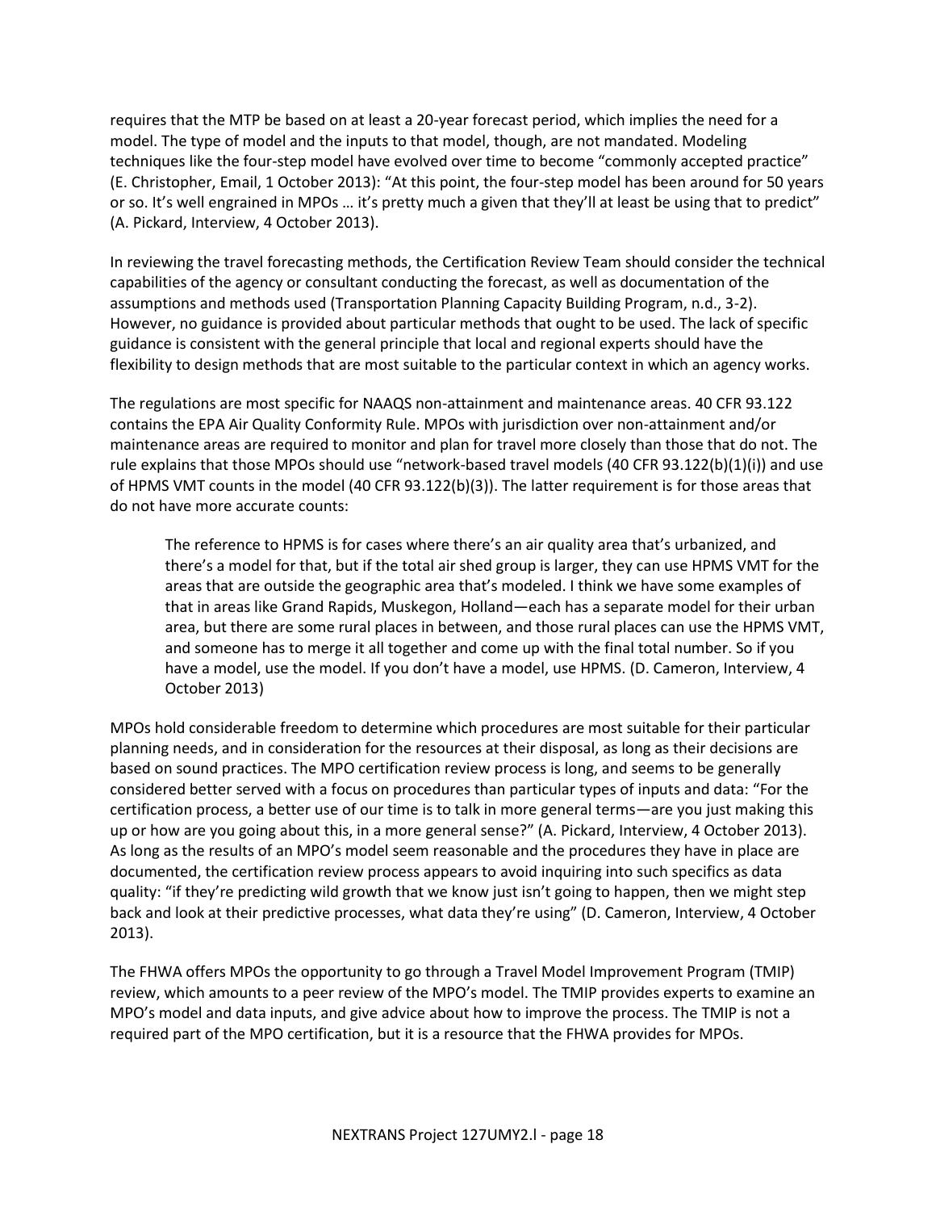requires that the MTP be based on at least a 20-year forecast period, which implies the need for a model. The type of model and the inputs to that model, though, are not mandated. Modeling techniques like the four-step model have evolved over time to become "commonly accepted practice" (E. Christopher, Email, 1 October 2013): "At this point, the four-step model has been around for 50 years or so. It's well engrained in MPOs … it's pretty much a given that they'll at least be using that to predict" (A. Pickard, Interview, 4 October 2013).

In reviewing the travel forecasting methods, the Certification Review Team should consider the technical capabilities of the agency or consultant conducting the forecast, as well as documentation of the assumptions and methods used (Transportation Planning Capacity Building Program, n.d., 3-2). However, no guidance is provided about particular methods that ought to be used. The lack of specific guidance is consistent with the general principle that local and regional experts should have the flexibility to design methods that are most suitable to the particular context in which an agency works.

The regulations are most specific for NAAQS non-attainment and maintenance areas. 40 CFR 93.122 contains the EPA Air Quality Conformity Rule. MPOs with jurisdiction over non-attainment and/or maintenance areas are required to monitor and plan for travel more closely than those that do not. The rule explains that those MPOs should use "network-based travel models (40 CFR 93.122(b)(1)(i)) and use of HPMS VMT counts in the model (40 CFR 93.122(b)(3)). The latter requirement is for those areas that do not have more accurate counts:

> The reference to HPMS is for cases where there's an air quality area that's urbanized, and there's a model for that, but if the total air shed group is larger, they can use HPMS VMT for the areas that are outside the geographic area that's modeled. I think we have some examples of that in areas like Grand Rapids, Muskegon, Holland—each has a separate model for their urban area, but there are some rural places in between, and those rural places can use the HPMS VMT, and someone has to merge it all together and come up with the final total number. So if you have a model, use the model. If you don't have a model, use HPMS. (D. Cameron, Interview, 4 October 2013)

MPOs hold considerable freedom to determine which procedures are most suitable for their particular planning needs, and in consideration for the resources at their disposal, as long as their decisions are based on sound practices. The MPO certification review process is long, and seems to be generally considered better served with a focus on procedures than particular types of inputs and data: "For the certification process, a better use of our time is to talk in more general terms—are you just making this up or how are you going about this, in a more general sense?" (A. Pickard, Interview, 4 October 2013). As long as the results of an MPO's model seem reasonable and the procedures they have in place are documented, the certification review process appears to avoid inquiring into such specifics as data quality: "if they're predicting wild growth that we know just isn't going to happen, then we might step back and look at their predictive processes, what data they're using" (D. Cameron, Interview, 4 October 2013).

The FHWA offers MPOs the opportunity to go through a Travel Model Improvement Program (TMIP) review, which amounts to a peer review of the MPO's model. The TMIP provides experts to examine an MPO's model and data inputs, and give advice about how to improve the process. The TMIP is not a required part of the MPO certification, but it is a resource that the FHWA provides for MPOs.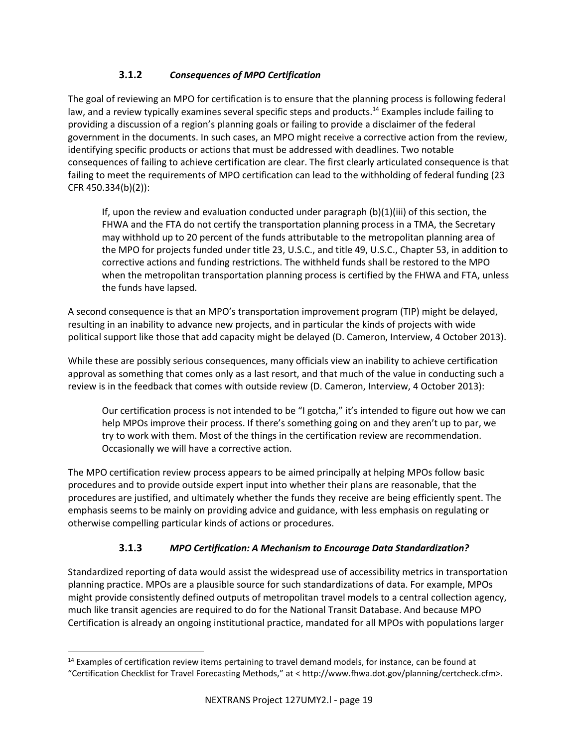### 3.1.2 *Consequences of MPO Certification*

The goal of reviewing an MPO for certification is to ensure that the planning process is following federal law, and a review typically examines several specific steps and products.[14] Examples include failing to providing a discussion of a region's planning goals or failing to provide a disclaimer of the federal government in the documents. In such cases, an MPO might receive a corrective action from the review, identifying specific products or actions that must be addressed with deadlines. Two notable consequences of failing to achieve certification are clear. The first clearly articulated consequence is that failing to meet the requirements of MPO certification can lead to the withholding of federal funding (23 CFR 450.334(b)(2)):

> If, upon the review and evaluation conducted under paragraph (b)(1)(iii) of this section, the FHWA and the FTA do not certify the transportation planning process in a TMA, the Secretary may withhold up to 20 percent of the funds attributable to the metropolitan planning area of the MPO for projects funded under title 23, U.S.C., and title 49, U.S.C., Chapter 53, in addition to corrective actions and funding restrictions. The withheld funds shall be restored to the MPO when the metropolitan transportation planning process is certified by the FHWA and FTA, unless the funds have lapsed.

A second consequence is that an MPO's transportation improvement program (TIP) might be delayed, resulting in an inability to advance new projects, and in particular the kinds of projects with wide political support like those that add capacity might be delayed (D. Cameron, Interview, 4 October 2013).

While these are possibly serious consequences, many officials view an inability to achieve certification approval as something that comes only as a last resort, and that much of the value in conducting such a review is in the feedback that comes with outside review (D. Cameron, Interview, 4 October 2013):

> Our certification process is not intended to be "I gotcha," it's intended to figure out how we can help MPOs improve their process. If there's something going on and they aren't up to par, we try to work with them. Most of the things in the certification review are recommendation. Occasionally we will have a corrective action.

The MPO certification review process appears to be aimed principally at helping MPOs follow basic procedures and to provide outside expert input into whether their plans are reasonable, that the procedures are justified, and ultimately whether the funds they receive are being efficiently spent. The emphasis seems to be mainly on providing advice and guidance, with less emphasis on regulating or otherwise compelling particular kinds of actions or procedures.

### 3.1.3 *MPO Certification: A Mechanism to Encourage Data Standardization?*

Standardized reporting of data would assist the widespread use of accessibility metrics in transportation planning practice. MPOs are a plausible source for such standardizations of data. For example, MPOs might provide consistently defined outputs of metropolitan travel models to a central collection agency, much like transit agencies are required to do for the National Transit Database. And because MPO Certification is already an ongoing institutional practice, mandated for all MPOs with populations larger

---

[14] Examples of certification review items pertaining to travel demand models, for instance, can be found at "Certification Checklist for Travel Forecasting Methods," at < http://www.fhwa.dot.gov/planning/certcheck.cfm>.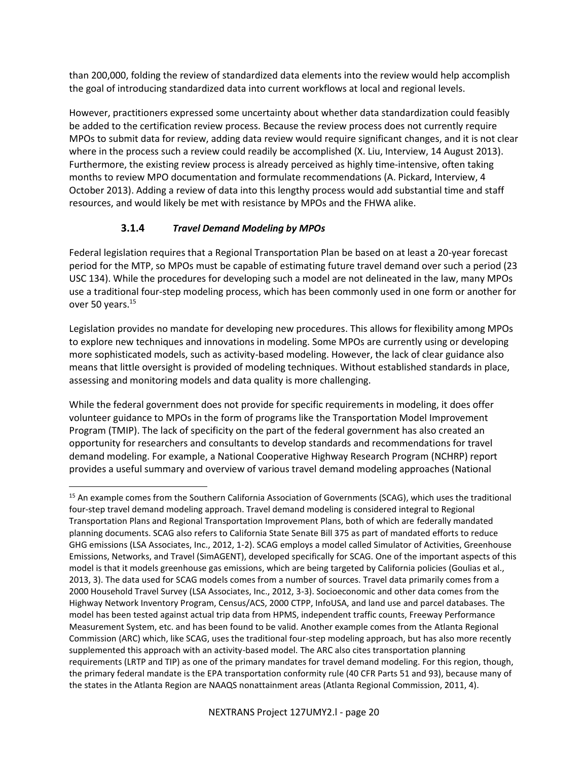than 200,000, folding the review of standardized data elements into the review would help accomplish the goal of introducing standardized data into current workflows at local and regional levels.

However, practitioners expressed some uncertainty about whether data standardization could feasibly be added to the certification review process. Because the review process does not currently require MPOs to submit data for review, adding data review would require significant changes, and it is not clear where in the process such a review could readily be accomplished (X. Liu, Interview, 14 August 2013). Furthermore, the existing review process is already perceived as highly time-intensive, often taking months to review MPO documentation and formulate recommendations (A. Pickard, Interview, 4 October 2013). Adding a review of data into this lengthy process would add substantial time and staff resources, and would likely be met with resistance by MPOs and the FHWA alike.

### 3.1.4 *Travel Demand Modeling by MPOs*

Federal legislation requires that a Regional Transportation Plan be based on at least a 20-year forecast period for the MTP, so MPOs must be capable of estimating future travel demand over such a period (23 USC 134). While the procedures for developing such a model are not delineated in the law, many MPOs use a traditional four-step modeling process, which has been commonly used in one form or another for over 50 years.[15]

Legislation provides no mandate for developing new procedures. This allows for flexibility among MPOs to explore new techniques and innovations in modeling. Some MPOs are currently using or developing more sophisticated models, such as activity-based modeling. However, the lack of clear guidance also means that little oversight is provided of modeling techniques. Without established standards in place, assessing and monitoring models and data quality is more challenging.

While the federal government does not provide for specific requirements in modeling, it does offer volunteer guidance to MPOs in the form of programs like the Transportation Model Improvement Program (TMIP). The lack of specificity on the part of the federal government has also created an opportunity for researchers and consultants to develop standards and recommendations for travel demand modeling. For example, a National Cooperative Highway Research Program (NCHRP) report provides a useful summary and overview of various travel demand modeling approaches (National

---

[15] An example comes from the Southern California Association of Governments (SCAG), which uses the traditional four-step travel demand modeling approach. Travel demand modeling is considered integral to Regional Transportation Plans and Regional Transportation Improvement Plans, both of which are federally mandated planning documents. SCAG also refers to California State Senate Bill 375 as part of mandated efforts to reduce GHG emissions (LSA Associates, Inc., 2012, 1-2). SCAG employs a model called Simulator of Activities, Greenhouse Emissions, Networks, and Travel (SimAGENT), developed specifically for SCAG. One of the important aspects of this model is that it models greenhouse gas emissions, which are being targeted by California policies (Goulias et al., 2013, 3). The data used for SCAG models comes from a number of sources. Travel data primarily comes from a 2000 Household Travel Survey (LSA Associates, Inc., 2012, 3-3). Socioeconomic and other data comes from the Highway Network Inventory Program, Census/ACS, 2000 CTPP, InfoUSA, and land use and parcel databases. The model has been tested against actual trip data from HPMS, independent traffic counts, Freeway Performance Measurement System, etc. and has been found to be valid. Another example comes from the Atlanta Regional Commission (ARC) which, like SCAG, uses the traditional four-step modeling approach, but has also more recently supplemented this approach with an activity-based model. The ARC also cites transportation planning requirements (LRTP and TIP) as one of the primary mandates for travel demand modeling. For this region, though, the primary federal mandate is the EPA transportation conformity rule (40 CFR Parts 51 and 93), because many of the states in the Atlanta Region are NAAQS nonattainment areas (Atlanta Regional Commission, 2011, 4).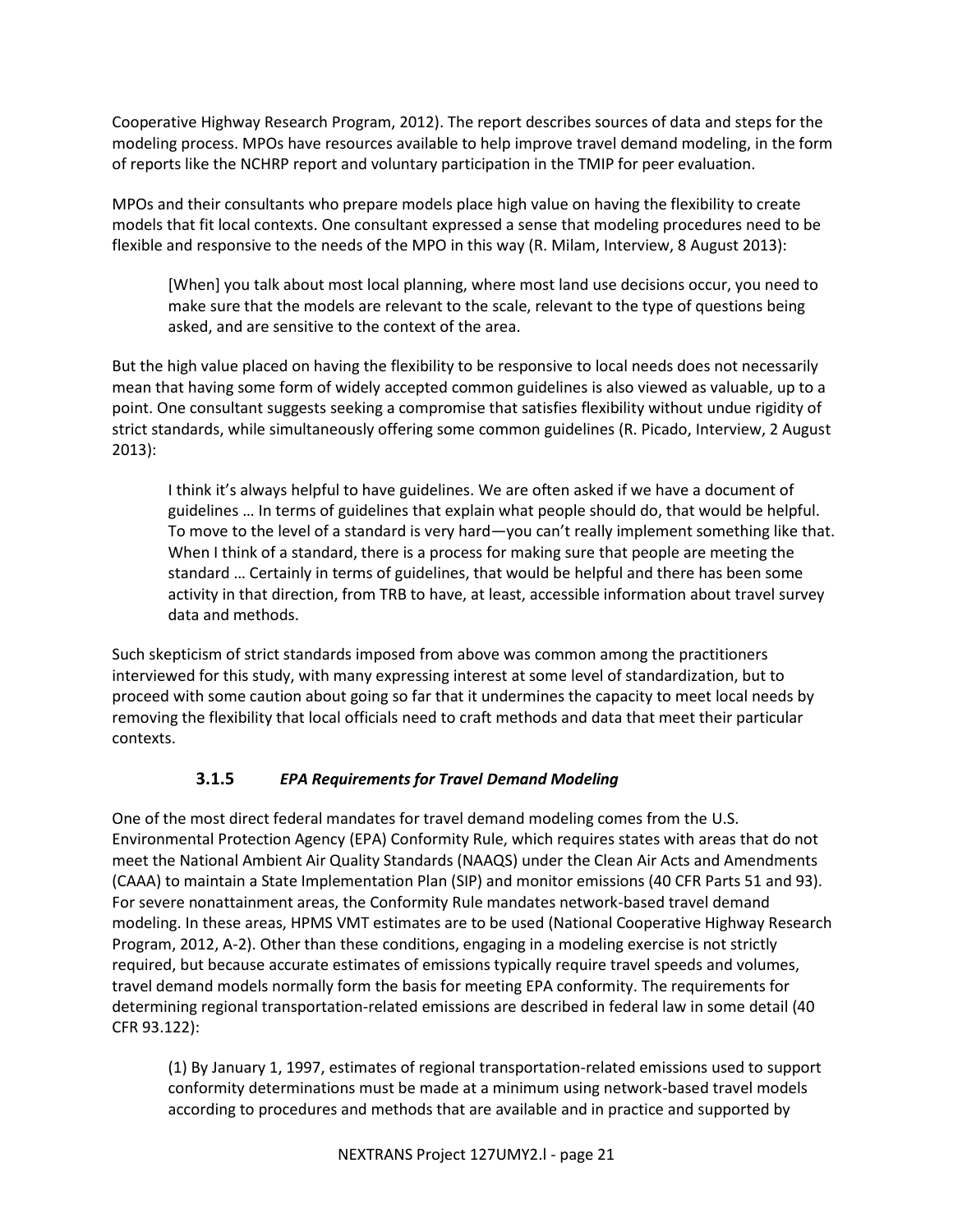Cooperative Highway Research Program, 2012). The report describes sources of data and steps for the modeling process. MPOs have resources available to help improve travel demand modeling, in the form of reports like the NCHRP report and voluntary participation in the TMIP for peer evaluation.

MPOs and their consultants who prepare models place high value on having the flexibility to create models that fit local contexts. One consultant expressed a sense that modeling procedures need to be flexible and responsive to the needs of the MPO in this way (R. Milam, Interview, 8 August 2013):

> [When] you talk about most local planning, where most land use decisions occur, you need to make sure that the models are relevant to the scale, relevant to the type of questions being asked, and are sensitive to the context of the area.

But the high value placed on having the flexibility to be responsive to local needs does not necessarily mean that having some form of widely accepted common guidelines is also viewed as valuable, up to a point. One consultant suggests seeking a compromise that satisfies flexibility without undue rigidity of strict standards, while simultaneously offering some common guidelines (R. Picado, Interview, 2 August 2013):

> I think it's always helpful to have guidelines. We are often asked if we have a document of guidelines … In terms of guidelines that explain what people should do, that would be helpful. To move to the level of a standard is very hard—you can't really implement something like that. When I think of a standard, there is a process for making sure that people are meeting the standard … Certainly in terms of guidelines, that would be helpful and there has been some activity in that direction, from TRB to have, at least, accessible information about travel survey data and methods.

Such skepticism of strict standards imposed from above was common among the practitioners interviewed for this study, with many expressing interest at some level of standardization, but to proceed with some caution about going so far that it undermines the capacity to meet local needs by removing the flexibility that local officials need to craft methods and data that meet their particular contexts.

### 3.1.5 *EPA Requirements for Travel Demand Modeling*

One of the most direct federal mandates for travel demand modeling comes from the U.S. Environmental Protection Agency (EPA) Conformity Rule, which requires states with areas that do not meet the National Ambient Air Quality Standards (NAAQS) under the Clean Air Acts and Amendments (CAAA) to maintain a State Implementation Plan (SIP) and monitor emissions (40 CFR Parts 51 and 93). For severe nonattainment areas, the Conformity Rule mandates network-based travel demand modeling. In these areas, HPMS VMT estimates are to be used (National Cooperative Highway Research Program, 2012, A-2). Other than these conditions, engaging in a modeling exercise is not strictly required, but because accurate estimates of emissions typically require travel speeds and volumes, travel demand models normally form the basis for meeting EPA conformity. The requirements for determining regional transportation-related emissions are described in federal law in some detail (40 CFR 93.122):

> (1) By January 1, 1997, estimates of regional transportation-related emissions used to support conformity determinations must be made at a minimum using network-based travel models according to procedures and methods that are available and in practice and supported by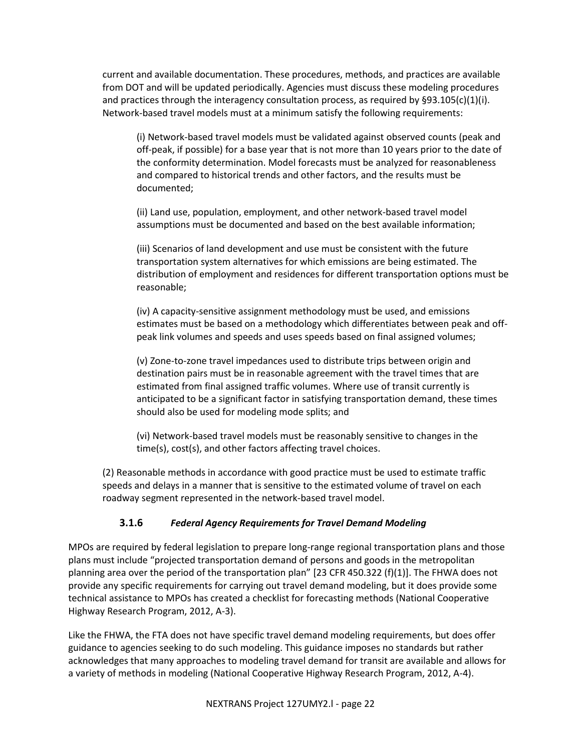current and available documentation. These procedures, methods, and practices are available from DOT and will be updated periodically. Agencies must discuss these modeling procedures and practices through the interagency consultation process, as required by §93.105(c)(1)(i). Network-based travel models must at a minimum satisfy the following requirements:

(i) Network-based travel models must be validated against observed counts (peak and off-peak, if possible) for a base year that is not more than 10 years prior to the date of the conformity determination. Model forecasts must be analyzed for reasonableness and compared to historical trends and other factors, and the results must be documented;

(ii) Land use, population, employment, and other network-based travel model assumptions must be documented and based on the best available information;

(iii) Scenarios of land development and use must be consistent with the future transportation system alternatives for which emissions are being estimated. The distribution of employment and residences for different transportation options must be reasonable;

(iv) A capacity-sensitive assignment methodology must be used, and emissions estimates must be based on a methodology which differentiates between peak and off-peak link volumes and speeds and uses speeds based on final assigned volumes;

(v) Zone-to-zone travel impedances used to distribute trips between origin and destination pairs must be in reasonable agreement with the travel times that are estimated from final assigned traffic volumes. Where use of transit currently is anticipated to be a significant factor in satisfying transportation demand, these times should also be used for modeling mode splits; and

(vi) Network-based travel models must be reasonably sensitive to changes in the time(s), cost(s), and other factors affecting travel choices.

(2) Reasonable methods in accordance with good practice must be used to estimate traffic speeds and delays in a manner that is sensitive to the estimated volume of travel on each roadway segment represented in the network-based travel model.

### 3.1.6 *Federal Agency Requirements for Travel Demand Modeling*

MPOs are required by federal legislation to prepare long-range regional transportation plans and those plans must include "projected transportation demand of persons and goods in the metropolitan planning area over the period of the transportation plan" [23 CFR 450.322 (f)(1)]. The FHWA does not provide any specific requirements for carrying out travel demand modeling, but it does provide some technical assistance to MPOs has created a checklist for forecasting methods (National Cooperative Highway Research Program, 2012, A-3).

Like the FHWA, the FTA does not have specific travel demand modeling requirements, but does offer guidance to agencies seeking to do such modeling. This guidance imposes no standards but rather acknowledges that many approaches to modeling travel demand for transit are available and allows for a variety of methods in modeling (National Cooperative Highway Research Program, 2012, A-4).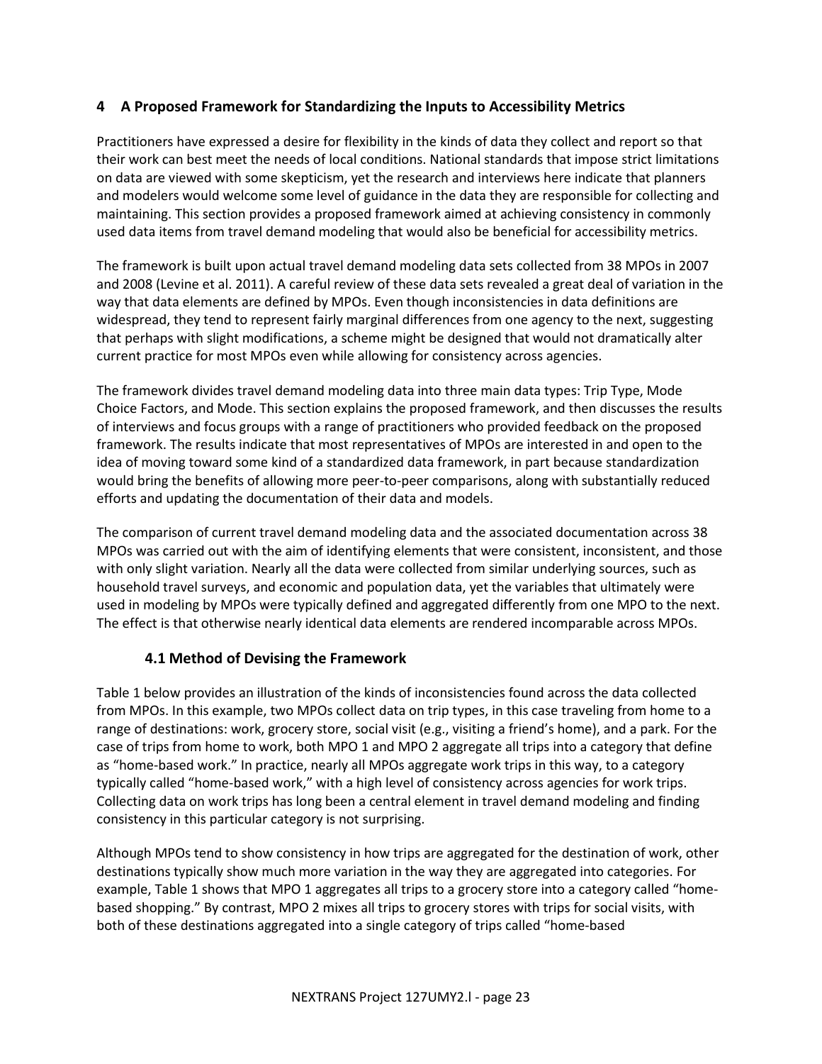## 4 A Proposed Framework for Standardizing the Inputs to Accessibility Metrics

Practitioners have expressed a desire for flexibility in the kinds of data they collect and report so that their work can best meet the needs of local conditions. National standards that impose strict limitations on data are viewed with some skepticism, yet the research and interviews here indicate that planners and modelers would welcome some level of guidance in the data they are responsible for collecting and maintaining. This section provides a proposed framework aimed at achieving consistency in commonly used data items from travel demand modeling that would also be beneficial for accessibility metrics.

The framework is built upon actual travel demand modeling data sets collected from 38 MPOs in 2007 and 2008 (Levine et al. 2011). A careful review of these data sets revealed a great deal of variation in the way that data elements are defined by MPOs. Even though inconsistencies in data definitions are widespread, they tend to represent fairly marginal differences from one agency to the next, suggesting that perhaps with slight modifications, a scheme might be designed that would not dramatically alter current practice for most MPOs even while allowing for consistency across agencies.

The framework divides travel demand modeling data into three main data types: Trip Type, Mode Choice Factors, and Mode. This section explains the proposed framework, and then discusses the results of interviews and focus groups with a range of practitioners who provided feedback on the proposed framework. The results indicate that most representatives of MPOs are interested in and open to the idea of moving toward some kind of a standardized data framework, in part because standardization would bring the benefits of allowing more peer-to-peer comparisons, along with substantially reduced efforts and updating the documentation of their data and models.

The comparison of current travel demand modeling data and the associated documentation across 38 MPOs was carried out with the aim of identifying elements that were consistent, inconsistent, and those with only slight variation. Nearly all the data were collected from similar underlying sources, such as household travel surveys, and economic and population data, yet the variables that ultimately were used in modeling by MPOs were typically defined and aggregated differently from one MPO to the next. The effect is that otherwise nearly identical data elements are rendered incomparable across MPOs.

### 4.1 Method of Devising the Framework

Table 1 below provides an illustration of the kinds of inconsistencies found across the data collected from MPOs. In this example, two MPOs collect data on trip types, in this case traveling from home to a range of destinations: work, grocery store, social visit (e.g., visiting a friend's home), and a park. For the case of trips from home to work, both MPO 1 and MPO 2 aggregate all trips into a category that define as "home-based work." In practice, nearly all MPOs aggregate work trips in this way, to a category typically called "home-based work," with a high level of consistency across agencies for work trips. Collecting data on work trips has long been a central element in travel demand modeling and finding consistency in this particular category is not surprising.

Although MPOs tend to show consistency in how trips are aggregated for the destination of work, other destinations typically show much more variation in the way they are aggregated into categories. For example, Table 1 shows that MPO 1 aggregates all trips to a grocery store into a category called "home-based shopping." By contrast, MPO 2 mixes all trips to grocery stores with trips for social visits, with both of these destinations aggregated into a single category of trips called "home-based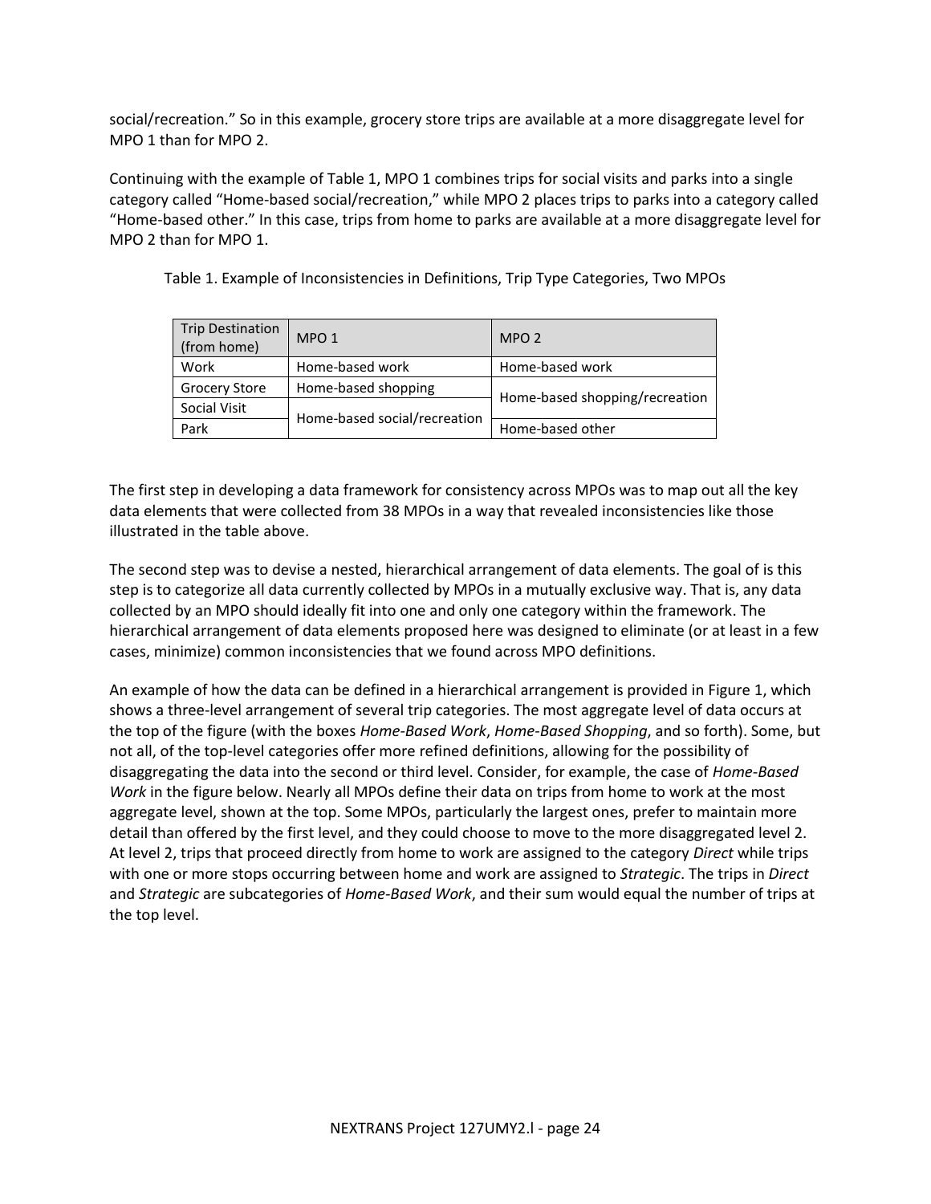social/recreation." So in this example, grocery store trips are available at a more disaggregate level for MPO 1 than for MPO 2.

Continuing with the example of Table 1, MPO 1 combines trips for social visits and parks into a single category called "Home-based social/recreation," while MPO 2 places trips to parks into a category called "Home-based other." In this case, trips from home to parks are available at a more disaggregate level for MPO 2 than for MPO 1.

Table 1. Example of Inconsistencies in Definitions, Trip Type Categories, Two MPOs

| Trip Destination (from home) | MPO 1 | MPO 2 |
|---|---|---|
| Work | Home-based work | Home-based work |
| Grocery Store | Home-based shopping | Home-based shopping/recreation |
| Social Visit | Home-based social/recreation | |
| Park | | Home-based other |

The first step in developing a data framework for consistency across MPOs was to map out all the key data elements that were collected from 38 MPOs in a way that revealed inconsistencies like those illustrated in the table above.

The second step was to devise a nested, hierarchical arrangement of data elements. The goal of is this step is to categorize all data currently collected by MPOs in a mutually exclusive way. That is, any data collected by an MPO should ideally fit into one and only one category within the framework. The hierarchical arrangement of data elements proposed here was designed to eliminate (or at least in a few cases, minimize) common inconsistencies that we found across MPO definitions.

An example of how the data can be defined in a hierarchical arrangement is provided in Figure 1, which shows a three-level arrangement of several trip categories. The most aggregate level of data occurs at the top of the figure (with the boxes *Home-Based Work*, *Home-Based Shopping*, and so forth). Some, but not all, of the top-level categories offer more refined definitions, allowing for the possibility of disaggregating the data into the second or third level. Consider, for example, the case of *Home-Based Work* in the figure below. Nearly all MPOs define their data on trips from home to work at the most aggregate level, shown at the top. Some MPOs, particularly the largest ones, prefer to maintain more detail than offered by the first level, and they could choose to move to the more disaggregated level 2. At level 2, trips that proceed directly from home to work are assigned to the category *Direct* while trips with one or more stops occurring between home and work are assigned to *Strategic*. The trips in *Direct* and *Strategic* are subcategories of *Home-Based Work*, and their sum would equal the number of trips at the top level.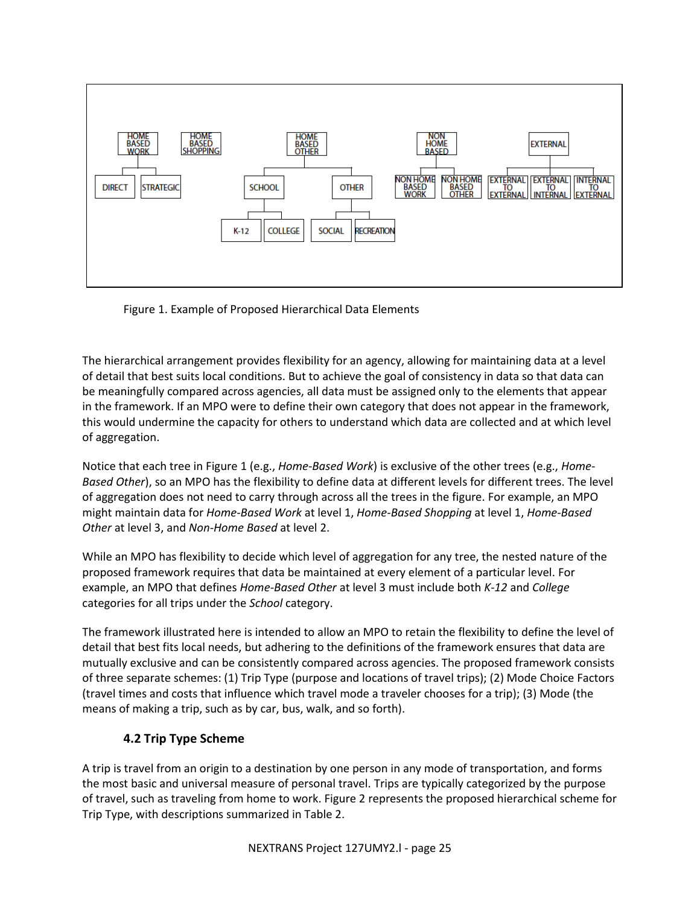Figure 1. Example of Proposed Hierarchical Data Elements

The hierarchical arrangement provides flexibility for an agency, allowing for maintaining data at a level of detail that best suits local conditions. But to achieve the goal of consistency in data so that data can be meaningfully compared across agencies, all data must be assigned only to the elements that appear in the framework. If an MPO were to define their own category that does not appear in the framework, this would undermine the capacity for others to understand which data are collected and at which level of aggregation.

Notice that each tree in Figure 1 (e.g., *Home-Based Work*) is exclusive of the other trees (e.g., *Home-Based Other*), so an MPO has the flexibility to define data at different levels for different trees. The level of aggregation does not need to carry through across all the trees in the figure. For example, an MPO might maintain data for *Home-Based Work* at level 1, *Home-Based Shopping* at level 1, *Home-Based Other* at level 3, and *Non-Home Based* at level 2.

While an MPO has flexibility to decide which level of aggregation for any tree, the nested nature of the proposed framework requires that data be maintained at every element of a particular level. For example, an MPO that defines *Home-Based Other* at level 3 must include both *K-12* and *College* categories for all trips under the *School* category.

The framework illustrated here is intended to allow an MPO to retain the flexibility to define the level of detail that best fits local needs, but adhering to the definitions of the framework ensures that data are mutually exclusive and can be consistently compared across agencies. The proposed framework consists of three separate schemes: (1) Trip Type (purpose and locations of travel trips); (2) Mode Choice Factors (travel times and costs that influence which travel mode a traveler chooses for a trip); (3) Mode (the means of making a trip, such as by car, bus, walk, and so forth).

### 4.2 Trip Type Scheme

A trip is travel from an origin to a destination by one person in any mode of transportation, and forms the most basic and universal measure of personal travel. Trips are typically categorized by the purpose of travel, such as traveling from home to work. Figure 2 represents the proposed hierarchical scheme for Trip Type, with descriptions summarized in Table 2.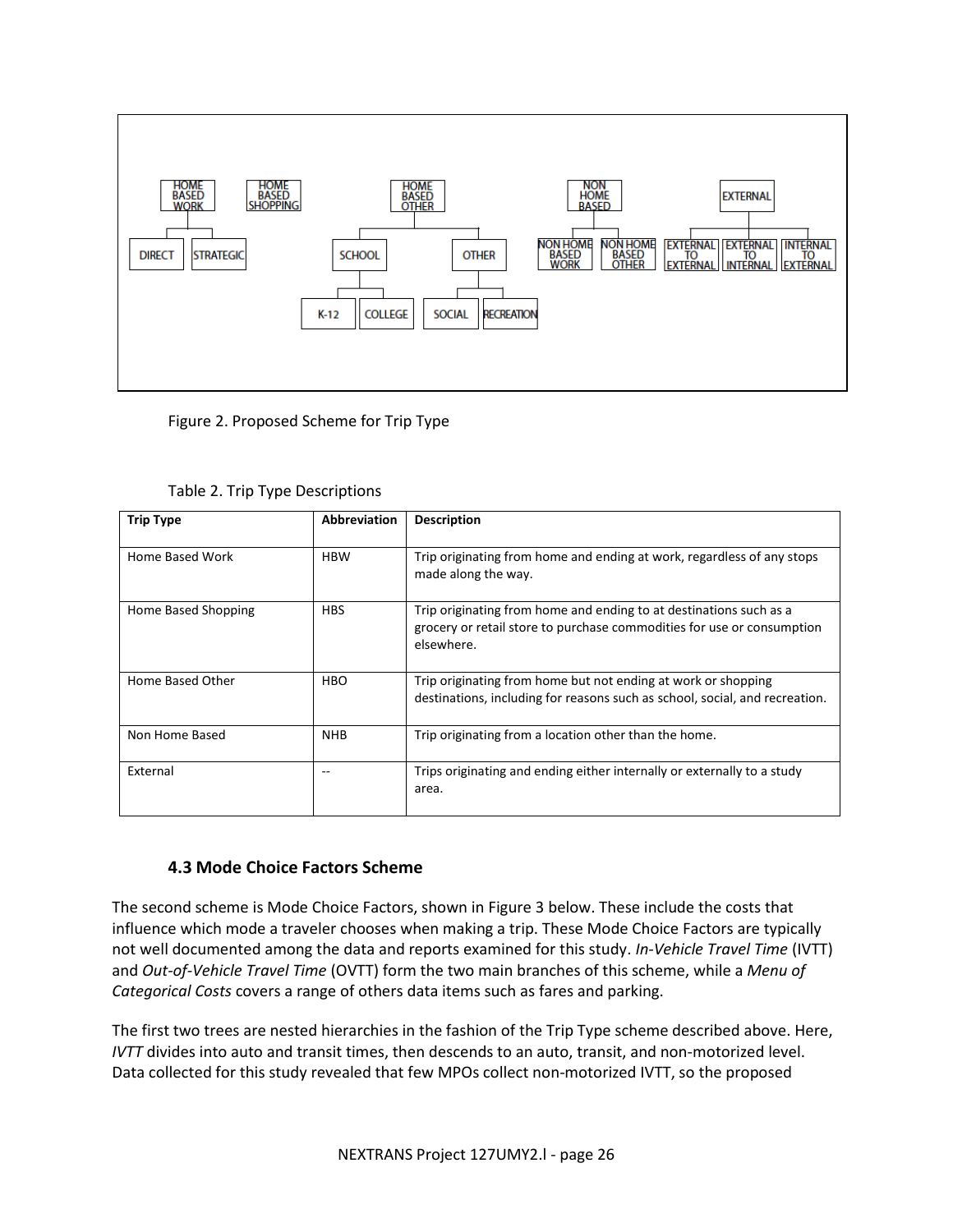Figure 2. Proposed Scheme for Trip Type

Table 2. Trip Type Descriptions

| Trip Type | Abbreviation | Description |
|---|---|---|
| Home Based Work | HBW | Trip originating from home and ending at work, regardless of any stops made along the way. |
| Home Based Shopping | HBS | Trip originating from home and ending to at destinations such as a grocery or retail store to purchase commodities for use or consumption elsewhere. |
| Home Based Other | HBO | Trip originating from home but not ending at work or shopping destinations, including for reasons such as school, social, and recreation. |
| Non Home Based | NHB | Trip originating from a location other than the home. |
| External | -- | Trips originating and ending either internally or externally to a study area. |

### 4.3 Mode Choice Factors Scheme

The second scheme is Mode Choice Factors, shown in Figure 3 below. These include the costs that influence which mode a traveler chooses when making a trip. These Mode Choice Factors are typically not well documented among the data and reports examined for this study. *In-Vehicle Travel Time* (IVTT) and *Out-of-Vehicle Travel Time* (OVTT) form the two main branches of this scheme, while a *Menu of Categorical Costs* covers a range of others data items such as fares and parking.

The first two trees are nested hierarchies in the fashion of the Trip Type scheme described above. Here, *IVTT* divides into auto and transit times, then descends to an auto, transit, and non-motorized level. Data collected for this study revealed that few MPOs collect non-motorized IVTT, so the proposed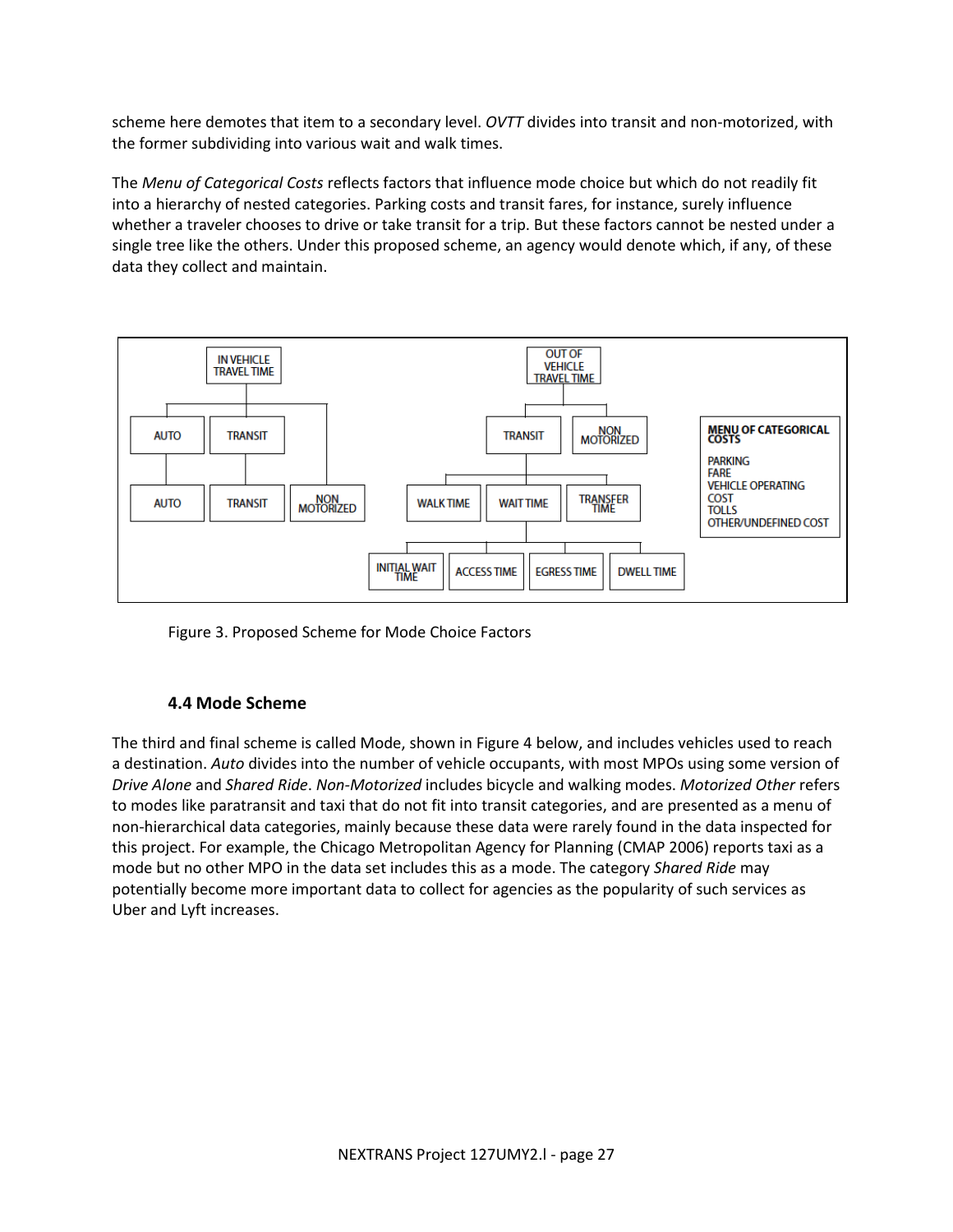scheme here demotes that item to a secondary level. *OVTT* divides into transit and non-motorized, with the former subdividing into various wait and walk times.

The *Menu of Categorical Costs* reflects factors that influence mode choice but which do not readily fit into a hierarchy of nested categories. Parking costs and transit fares, for instance, surely influence whether a traveler chooses to drive or take transit for a trip. But these factors cannot be nested under a single tree like the others. Under this proposed scheme, an agency would denote which, if any, of these data they collect and maintain.

Figure 3. Proposed Scheme for Mode Choice Factors

### 4.4 Mode Scheme

The third and final scheme is called Mode, shown in Figure 4 below, and includes vehicles used to reach a destination. *Auto* divides into the number of vehicle occupants, with most MPOs using some version of *Drive Alone* and *Shared Ride*. *Non-Motorized* includes bicycle and walking modes. *Motorized Other* refers to modes like paratransit and taxi that do not fit into transit categories, and are presented as a menu of non-hierarchical data categories, mainly because these data were rarely found in the data inspected for this project. For example, the Chicago Metropolitan Agency for Planning (CMAP 2006) reports taxi as a mode but no other MPO in the data set includes this as a mode. The category *Shared Ride* may potentially become more important data to collect for agencies as the popularity of such services as Uber and Lyft increases.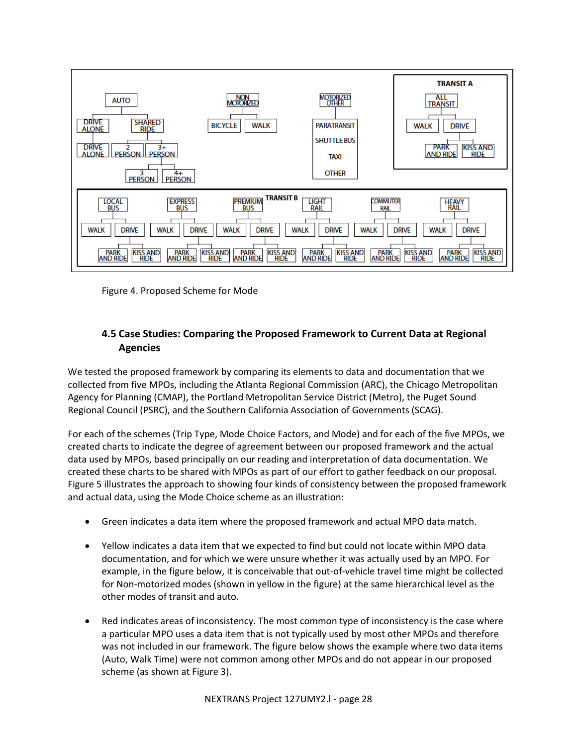Figure 4. Proposed Scheme for Mode

### 4.5 Case Studies: Comparing the Proposed Framework to Current Data at Regional Agencies

We tested the proposed framework by comparing its elements to data and documentation that we collected from five MPOs, including the Atlanta Regional Commission (ARC), the Chicago Metropolitan Agency for Planning (CMAP), the Portland Metropolitan Service District (Metro), the Puget Sound Regional Council (PSRC), and the Southern California Association of Governments (SCAG).

For each of the schemes (Trip Type, Mode Choice Factors, and Mode) and for each of the five MPOs, we created charts to indicate the degree of agreement between our proposed framework and the actual data used by MPOs, based principally on our reading and interpretation of data documentation. We created these charts to be shared with MPOs as part of our effort to gather feedback on our proposal. Figure 5 illustrates the approach to showing four kinds of consistency between the proposed framework and actual data, using the Mode Choice scheme as an illustration:

- Green indicates a data item where the proposed framework and actual MPO data match.
- Yellow indicates a data item that we expected to find but could not locate within MPO data documentation, and for which we were unsure whether it was actually used by an MPO. For example, in the figure below, it is conceivable that out-of-vehicle travel time might be collected for Non-motorized modes (shown in yellow in the figure) at the same hierarchical level as the other modes of transit and auto.
- Red indicates areas of inconsistency. The most common type of inconsistency is the case where a particular MPO uses a data item that is not typically used by most other MPOs and therefore was not included in our framework. The figure below shows the example where two data items (Auto, Walk Time) were not common among other MPOs and do not appear in our proposed scheme (as shown at Figure 3).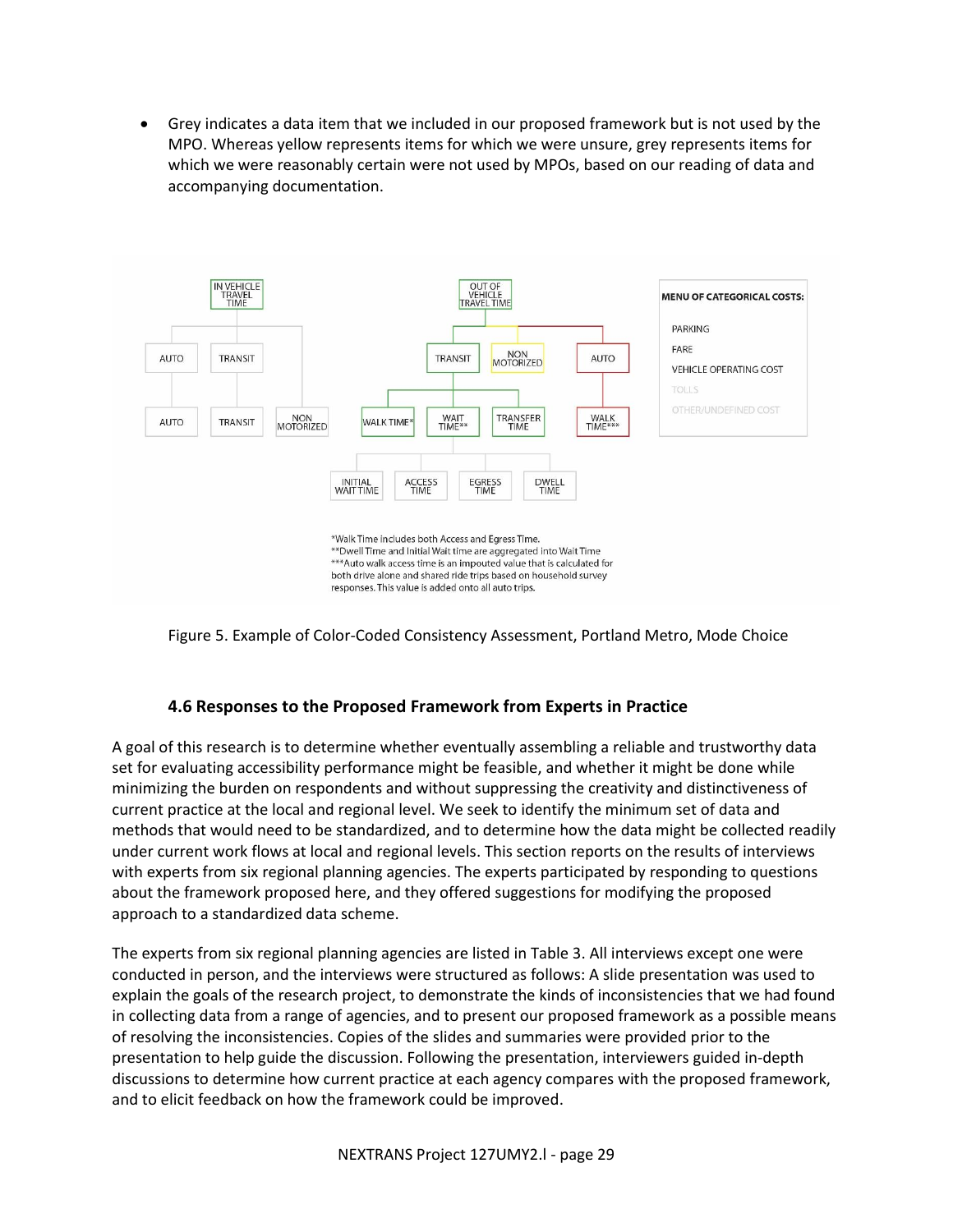- Grey indicates a data item that we included in our proposed framework but is not used by the MPO. Whereas yellow represents items for which we were unsure, grey represents items for which we were reasonably certain were not used by MPOs, based on our reading of data and accompanying documentation.

*Walk Time includes both Access and Egress Time.
**Dwell Time and Initial Wait time are aggregated into Wait Time
***Auto walk access time is an impouted value that is calculated for both drive alone and shared ride trips based on household survey responses. This value is added onto all auto trips.

Figure 5. Example of Color-Coded Consistency Assessment, Portland Metro, Mode Choice

### 4.6 Responses to the Proposed Framework from Experts in Practice

A goal of this research is to determine whether eventually assembling a reliable and trustworthy data set for evaluating accessibility performance might be feasible, and whether it might be done while minimizing the burden on respondents and without suppressing the creativity and distinctiveness of current practice at the local and regional level. We seek to identify the minimum set of data and methods that would need to be standardized, and to determine how the data might be collected readily under current work flows at local and regional levels. This section reports on the results of interviews with experts from six regional planning agencies. The experts participated by responding to questions about the framework proposed here, and they offered suggestions for modifying the proposed approach to a standardized data scheme.

The experts from six regional planning agencies are listed in Table 3. All interviews except one were conducted in person, and the interviews were structured as follows: A slide presentation was used to explain the goals of the research project, to demonstrate the kinds of inconsistencies that we had found in collecting data from a range of agencies, and to present our proposed framework as a possible means of resolving the inconsistencies. Copies of the slides and summaries were provided prior to the presentation to help guide the discussion. Following the presentation, interviewers guided in-depth discussions to determine how current practice at each agency compares with the proposed framework, and to elicit feedback on how the framework could be improved.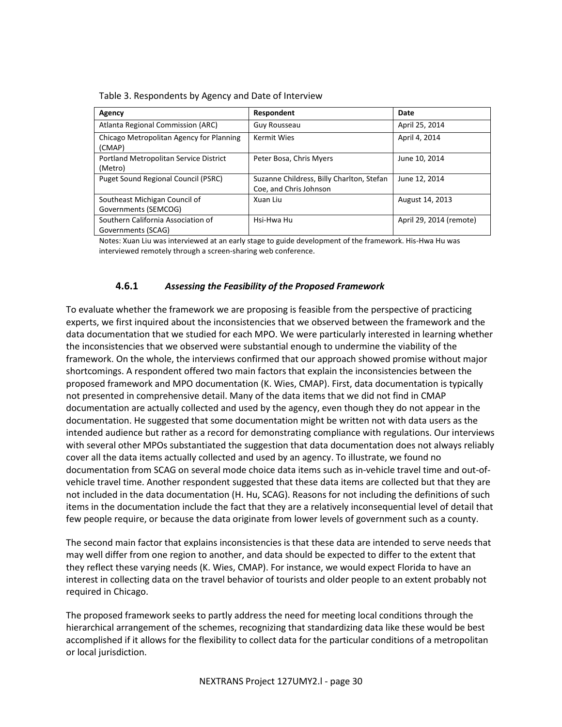Table 3. Respondents by Agency and Date of Interview

| Agency | Respondent | Date |
|---|---|---|
| Atlanta Regional Commission (ARC) | Guy Rousseau | April 25, 2014 |
| Chicago Metropolitan Agency for Planning (CMAP) | Kermit Wies | April 4, 2014 |
| Portland Metropolitan Service District (Metro) | Peter Bosa, Chris Myers | June 10, 2014 |
| Puget Sound Regional Council (PSRC) | Suzanne Childress, Billy Charlton, Stefan Coe, and Chris Johnson | June 12, 2014 |
| Southeast Michigan Council of Governments (SEMCOG) | Xuan Liu | August 14, 2013 |
| Southern California Association of Governments (SCAG) | Hsi-Hwa Hu | April 29, 2014 (remote) |

Notes: Xuan Liu was interviewed at an early stage to guide development of the framework. His-Hwa Hu was interviewed remotely through a screen-sharing web conference.

### 4.6.1 *Assessing the Feasibility of the Proposed Framework*

To evaluate whether the framework we are proposing is feasible from the perspective of practicing experts, we first inquired about the inconsistencies that we observed between the framework and the data documentation that we studied for each MPO. We were particularly interested in learning whether the inconsistencies that we observed were substantial enough to undermine the viability of the framework. On the whole, the interviews confirmed that our approach showed promise without major shortcomings. A respondent offered two main factors that explain the inconsistencies between the proposed framework and MPO documentation (K. Wies, CMAP). First, data documentation is typically not presented in comprehensive detail. Many of the data items that we did not find in CMAP documentation are actually collected and used by the agency, even though they do not appear in the documentation. He suggested that some documentation might be written not with data users as the intended audience but rather as a record for demonstrating compliance with regulations. Our interviews with several other MPOs substantiated the suggestion that data documentation does not always reliably cover all the data items actually collected and used by an agency. To illustrate, we found no documentation from SCAG on several mode choice data items such as in-vehicle travel time and out-of-vehicle travel time. Another respondent suggested that these data items are collected but that they are not included in the data documentation (H. Hu, SCAG). Reasons for not including the definitions of such items in the documentation include the fact that they are a relatively inconsequential level of detail that few people require, or because the data originate from lower levels of government such as a county.

The second main factor that explains inconsistencies is that these data are intended to serve needs that may well differ from one region to another, and data should be expected to differ to the extent that they reflect these varying needs (K. Wies, CMAP). For instance, we would expect Florida to have an interest in collecting data on the travel behavior of tourists and older people to an extent probably not required in Chicago.

The proposed framework seeks to partly address the need for meeting local conditions through the hierarchical arrangement of the schemes, recognizing that standardizing data like these would be best accomplished if it allows for the flexibility to collect data for the particular conditions of a metropolitan or local jurisdiction.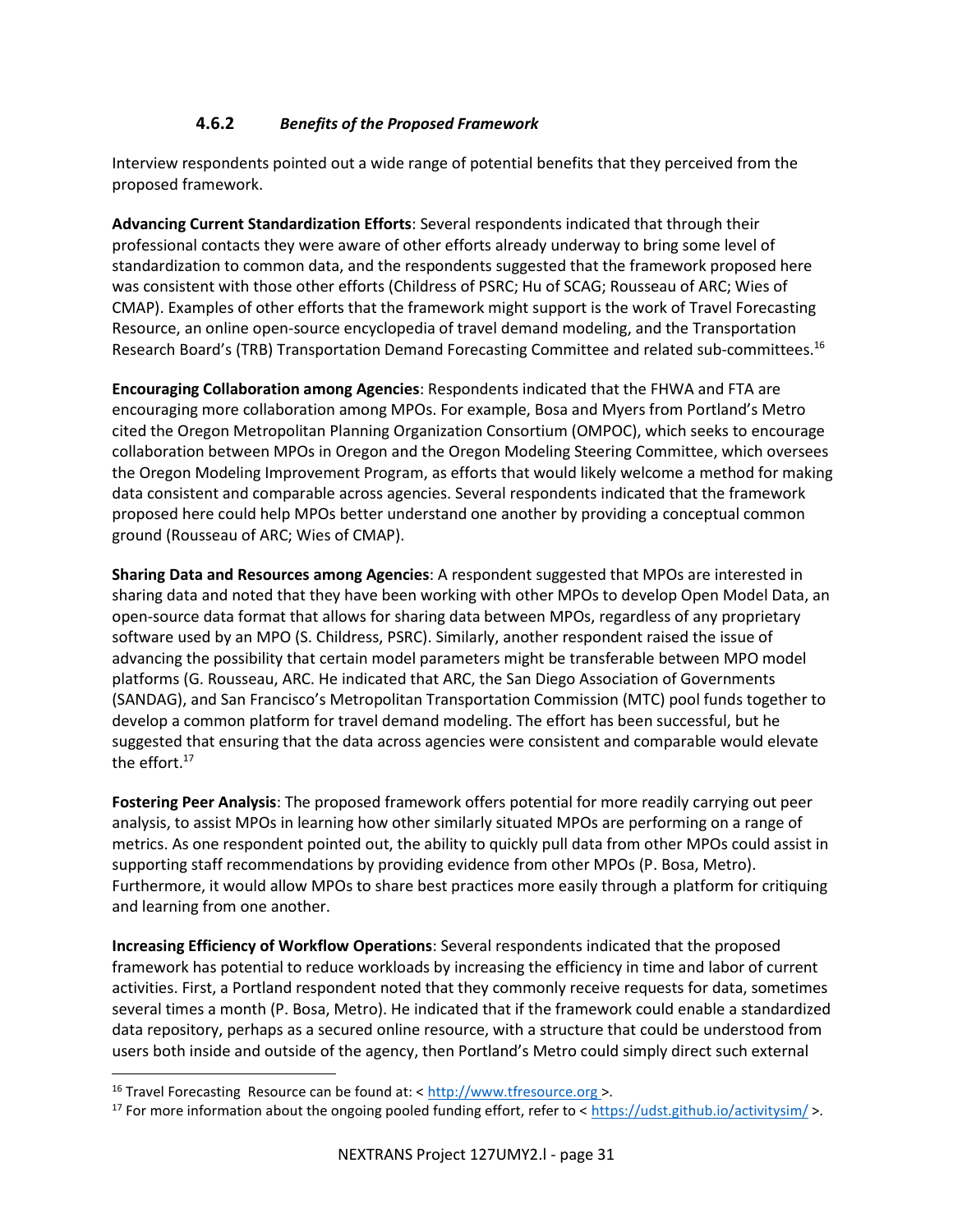### 4.6.2 *Benefits of the Proposed Framework*

Interview respondents pointed out a wide range of potential benefits that they perceived from the proposed framework.

**Advancing Current Standardization Efforts**: Several respondents indicated that through their professional contacts they were aware of other efforts already underway to bring some level of standardization to common data, and the respondents suggested that the framework proposed here was consistent with those other efforts (Childress of PSRC; Hu of SCAG; Rousseau of ARC; Wies of CMAP). Examples of other efforts that the framework might support is the work of Travel Forecasting Resource, an online open-source encyclopedia of travel demand modeling, and the Transportation Research Board's (TRB) Transportation Demand Forecasting Committee and related sub-committees.[16]

**Encouraging Collaboration among Agencies**: Respondents indicated that the FHWA and FTA are encouraging more collaboration among MPOs. For example, Bosa and Myers from Portland's Metro cited the Oregon Metropolitan Planning Organization Consortium (OMPOC), which seeks to encourage collaboration between MPOs in Oregon and the Oregon Modeling Steering Committee, which oversees the Oregon Modeling Improvement Program, as efforts that would likely welcome a method for making data consistent and comparable across agencies. Several respondents indicated that the framework proposed here could help MPOs better understand one another by providing a conceptual common ground (Rousseau of ARC; Wies of CMAP).

**Sharing Data and Resources among Agencies**: A respondent suggested that MPOs are interested in sharing data and noted that they have been working with other MPOs to develop Open Model Data, an open-source data format that allows for sharing data between MPOs, regardless of any proprietary software used by an MPO (S. Childress, PSRC). Similarly, another respondent raised the issue of advancing the possibility that certain model parameters might be transferable between MPO model platforms (G. Rousseau, ARC. He indicated that ARC, the San Diego Association of Governments (SANDAG), and San Francisco's Metropolitan Transportation Commission (MTC) pool funds together to develop a common platform for travel demand modeling. The effort has been successful, but he suggested that ensuring that the data across agencies were consistent and comparable would elevate the effort.[17]

**Fostering Peer Analysis**: The proposed framework offers potential for more readily carrying out peer analysis, to assist MPOs in learning how other similarly situated MPOs are performing on a range of metrics. As one respondent pointed out, the ability to quickly pull data from other MPOs could assist in supporting staff recommendations by providing evidence from other MPOs (P. Bosa, Metro). Furthermore, it would allow MPOs to share best practices more easily through a platform for critiquing and learning from one another.

**Increasing Efficiency of Workflow Operations**: Several respondents indicated that the proposed framework has potential to reduce workloads by increasing the efficiency in time and labor of current activities. First, a Portland respondent noted that they commonly receive requests for data, sometimes several times a month (P. Bosa, Metro). He indicated that if the framework could enable a standardized data repository, perhaps as a secured online resource, with a structure that could be understood from users both inside and outside of the agency, then Portland's Metro could simply direct such external

---

[16] Travel Forecasting Resource can be found at: < http://www.tfresource.org >.

[17] For more information about the ongoing pooled funding effort, refer to < https://udst.github.io/activitysim/ >.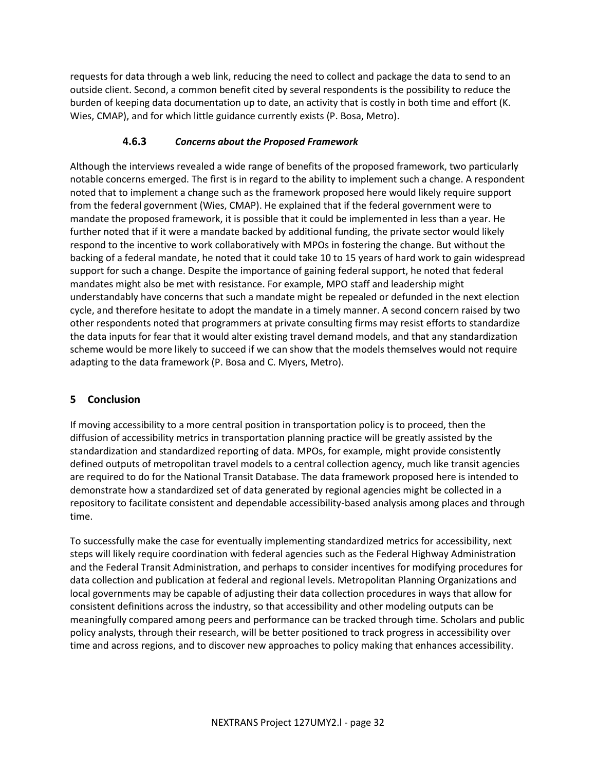requests for data through a web link, reducing the need to collect and package the data to send to an outside client. Second, a common benefit cited by several respondents is the possibility to reduce the burden of keeping data documentation up to date, an activity that is costly in both time and effort (K. Wies, CMAP), and for which little guidance currently exists (P. Bosa, Metro).

### 4.6.3 *Concerns about the Proposed Framework*

Although the interviews revealed a wide range of benefits of the proposed framework, two particularly notable concerns emerged. The first is in regard to the ability to implement such a change. A respondent noted that to implement a change such as the framework proposed here would likely require support from the federal government (Wies, CMAP). He explained that if the federal government were to mandate the proposed framework, it is possible that it could be implemented in less than a year. He further noted that if it were a mandate backed by additional funding, the private sector would likely respond to the incentive to work collaboratively with MPOs in fostering the change. But without the backing of a federal mandate, he noted that it could take 10 to 15 years of hard work to gain widespread support for such a change. Despite the importance of gaining federal support, he noted that federal mandates might also be met with resistance. For example, MPO staff and leadership might understandably have concerns that such a mandate might be repealed or defunded in the next election cycle, and therefore hesitate to adopt the mandate in a timely manner. A second concern raised by two other respondents noted that programmers at private consulting firms may resist efforts to standardize the data inputs for fear that it would alter existing travel demand models, and that any standardization scheme would be more likely to succeed if we can show that the models themselves would not require adapting to the data framework (P. Bosa and C. Myers, Metro).

## 5 Conclusion

If moving accessibility to a more central position in transportation policy is to proceed, then the diffusion of accessibility metrics in transportation planning practice will be greatly assisted by the standardization and standardized reporting of data. MPOs, for example, might provide consistently defined outputs of metropolitan travel models to a central collection agency, much like transit agencies are required to do for the National Transit Database. The data framework proposed here is intended to demonstrate how a standardized set of data generated by regional agencies might be collected in a repository to facilitate consistent and dependable accessibility-based analysis among places and through time.

To successfully make the case for eventually implementing standardized metrics for accessibility, next steps will likely require coordination with federal agencies such as the Federal Highway Administration and the Federal Transit Administration, and perhaps to consider incentives for modifying procedures for data collection and publication at federal and regional levels. Metropolitan Planning Organizations and local governments may be capable of adjusting their data collection procedures in ways that allow for consistent definitions across the industry, so that accessibility and other modeling outputs can be meaningfully compared among peers and performance can be tracked through time. Scholars and public policy analysts, through their research, will be better positioned to track progress in accessibility over time and across regions, and to discover new approaches to policy making that enhances accessibility.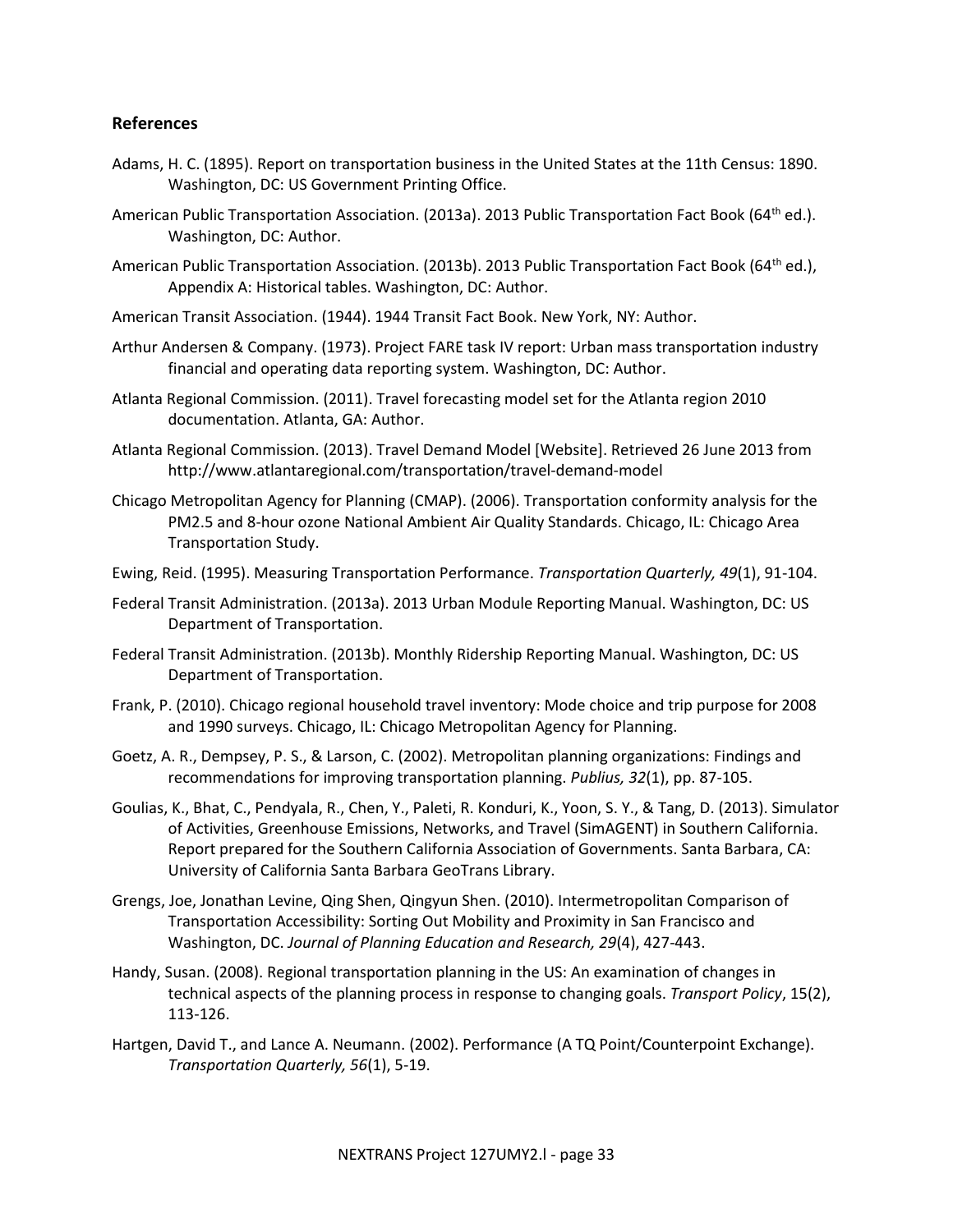## References

Adams, H. C. (1895). Report on transportation business in the United States at the 11th Census: 1890. Washington, DC: US Government Printing Office.

American Public Transportation Association. (2013a). 2013 Public Transportation Fact Book (64th ed.). Washington, DC: Author.

American Public Transportation Association. (2013b). 2013 Public Transportation Fact Book (64th ed.), Appendix A: Historical tables. Washington, DC: Author.

American Transit Association. (1944). 1944 Transit Fact Book. New York, NY: Author.

Arthur Andersen & Company. (1973). Project FARE task IV report: Urban mass transportation industry financial and operating data reporting system. Washington, DC: Author.

Atlanta Regional Commission. (2011). Travel forecasting model set for the Atlanta region 2010 documentation. Atlanta, GA: Author.

Atlanta Regional Commission. (2013). Travel Demand Model [Website]. Retrieved 26 June 2013 from http://www.atlantaregional.com/transportation/travel-demand-model

Chicago Metropolitan Agency for Planning (CMAP). (2006). Transportation conformity analysis for the PM2.5 and 8-hour ozone National Ambient Air Quality Standards. Chicago, IL: Chicago Area Transportation Study.

Ewing, Reid. (1995). Measuring Transportation Performance. *Transportation Quarterly, 49*(1), 91-104.

Federal Transit Administration. (2013a). 2013 Urban Module Reporting Manual. Washington, DC: US Department of Transportation.

Federal Transit Administration. (2013b). Monthly Ridership Reporting Manual. Washington, DC: US Department of Transportation.

Frank, P. (2010). Chicago regional household travel inventory: Mode choice and trip purpose for 2008 and 1990 surveys. Chicago, IL: Chicago Metropolitan Agency for Planning.

Goetz, A. R., Dempsey, P. S., & Larson, C. (2002). Metropolitan planning organizations: Findings and recommendations for improving transportation planning. *Publius, 32*(1), pp. 87-105.

Goulias, K., Bhat, C., Pendyala, R., Chen, Y., Paleti, R. Konduri, K., Yoon, S. Y., & Tang, D. (2013). Simulator of Activities, Greenhouse Emissions, Networks, and Travel (SimAGENT) in Southern California. Report prepared for the Southern California Association of Governments. Santa Barbara, CA: University of California Santa Barbara GeoTrans Library.

Grengs, Joe, Jonathan Levine, Qing Shen, Qingyun Shen. (2010). Intermetropolitan Comparison of Transportation Accessibility: Sorting Out Mobility and Proximity in San Francisco and Washington, DC. *Journal of Planning Education and Research, 29*(4), 427-443.

Handy, Susan. (2008). Regional transportation planning in the US: An examination of changes in technical aspects of the planning process in response to changing goals. *Transport Policy*, 15(2), 113-126.

Hartgen, David T., and Lance A. Neumann. (2002). Performance (A TQ Point/Counterpoint Exchange). *Transportation Quarterly, 56*(1), 5-19.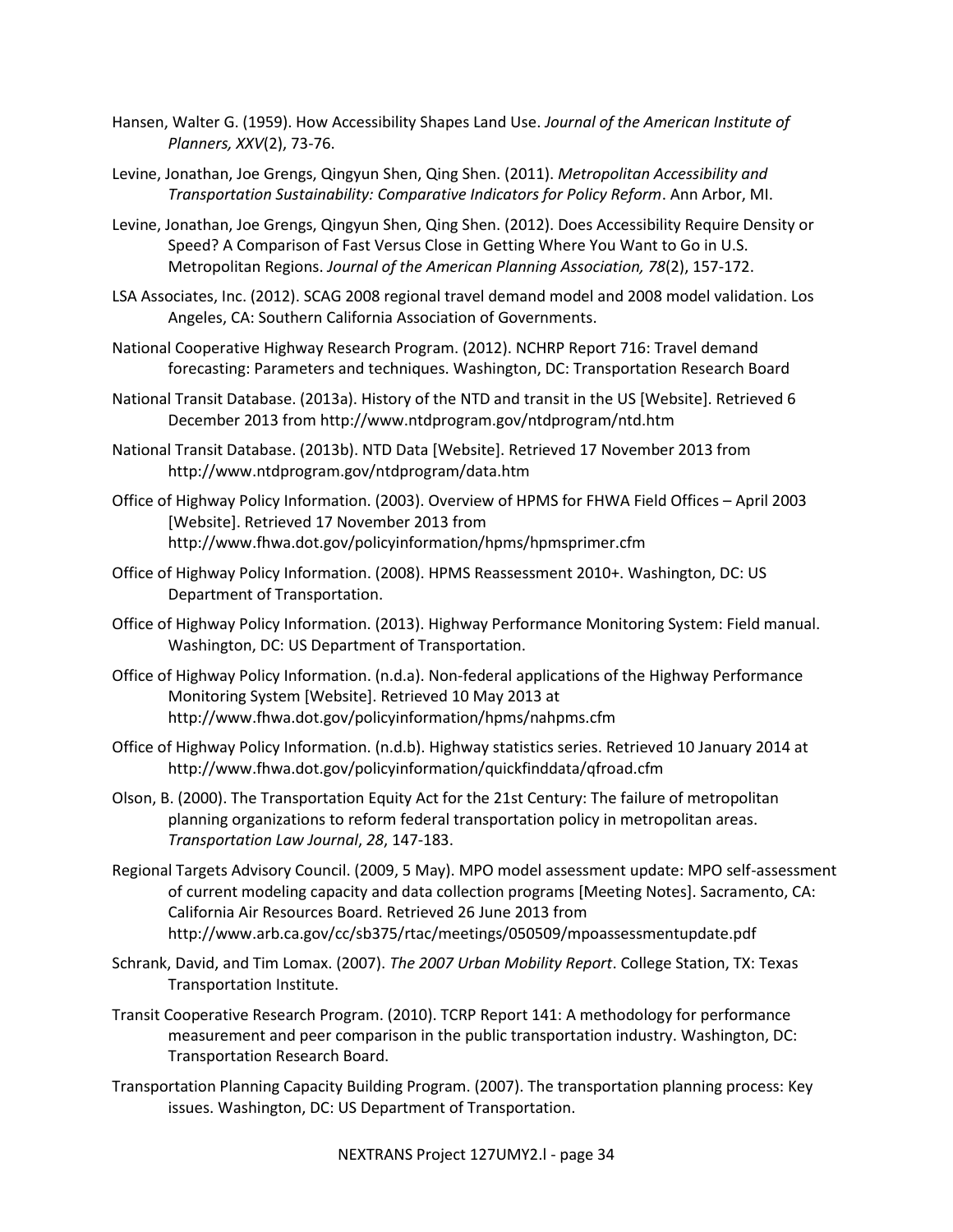Hansen, Walter G. (1959). How Accessibility Shapes Land Use. *Journal of the American Institute of Planners, XXV*(2), 73-76.

Levine, Jonathan, Joe Grengs, Qingyun Shen, Qing Shen. (2011). *Metropolitan Accessibility and Transportation Sustainability: Comparative Indicators for Policy Reform*. Ann Arbor, MI.

Levine, Jonathan, Joe Grengs, Qingyun Shen, Qing Shen. (2012). Does Accessibility Require Density or Speed? A Comparison of Fast Versus Close in Getting Where You Want to Go in U.S. Metropolitan Regions. *Journal of the American Planning Association, 78*(2), 157-172.

LSA Associates, Inc. (2012). SCAG 2008 regional travel demand model and 2008 model validation. Los Angeles, CA: Southern California Association of Governments.

National Cooperative Highway Research Program. (2012). NCHRP Report 716: Travel demand forecasting: Parameters and techniques. Washington, DC: Transportation Research Board

National Transit Database. (2013a). History of the NTD and transit in the US [Website]. Retrieved 6 December 2013 from http://www.ntdprogram.gov/ntdprogram/ntd.htm

National Transit Database. (2013b). NTD Data [Website]. Retrieved 17 November 2013 from http://www.ntdprogram.gov/ntdprogram/data.htm

Office of Highway Policy Information. (2003). Overview of HPMS for FHWA Field Offices – April 2003 [Website]. Retrieved 17 November 2013 from http://www.fhwa.dot.gov/policyinformation/hpms/hpmsprimer.cfm

Office of Highway Policy Information. (2008). HPMS Reassessment 2010+. Washington, DC: US Department of Transportation.

Office of Highway Policy Information. (2013). Highway Performance Monitoring System: Field manual. Washington, DC: US Department of Transportation.

Office of Highway Policy Information. (n.d.a). Non-federal applications of the Highway Performance Monitoring System [Website]. Retrieved 10 May 2013 at http://www.fhwa.dot.gov/policyinformation/hpms/nahpms.cfm

Office of Highway Policy Information. (n.d.b). Highway statistics series. Retrieved 10 January 2014 at http://www.fhwa.dot.gov/policyinformation/quickfinddata/qfroad.cfm

Olson, B. (2000). The Transportation Equity Act for the 21st Century: The failure of metropolitan planning organizations to reform federal transportation policy in metropolitan areas. *Transportation Law Journal*, *28*, 147-183.

Regional Targets Advisory Council. (2009, 5 May). MPO model assessment update: MPO self-assessment of current modeling capacity and data collection programs [Meeting Notes]. Sacramento, CA: California Air Resources Board. Retrieved 26 June 2013 from http://www.arb.ca.gov/cc/sb375/rtac/meetings/050509/mpoassessmentupdate.pdf

Schrank, David, and Tim Lomax. (2007). *The 2007 Urban Mobility Report*. College Station, TX: Texas Transportation Institute.

Transit Cooperative Research Program. (2010). TCRP Report 141: A methodology for performance measurement and peer comparison in the public transportation industry. Washington, DC: Transportation Research Board.

Transportation Planning Capacity Building Program. (2007). The transportation planning process: Key issues. Washington, DC: US Department of Transportation.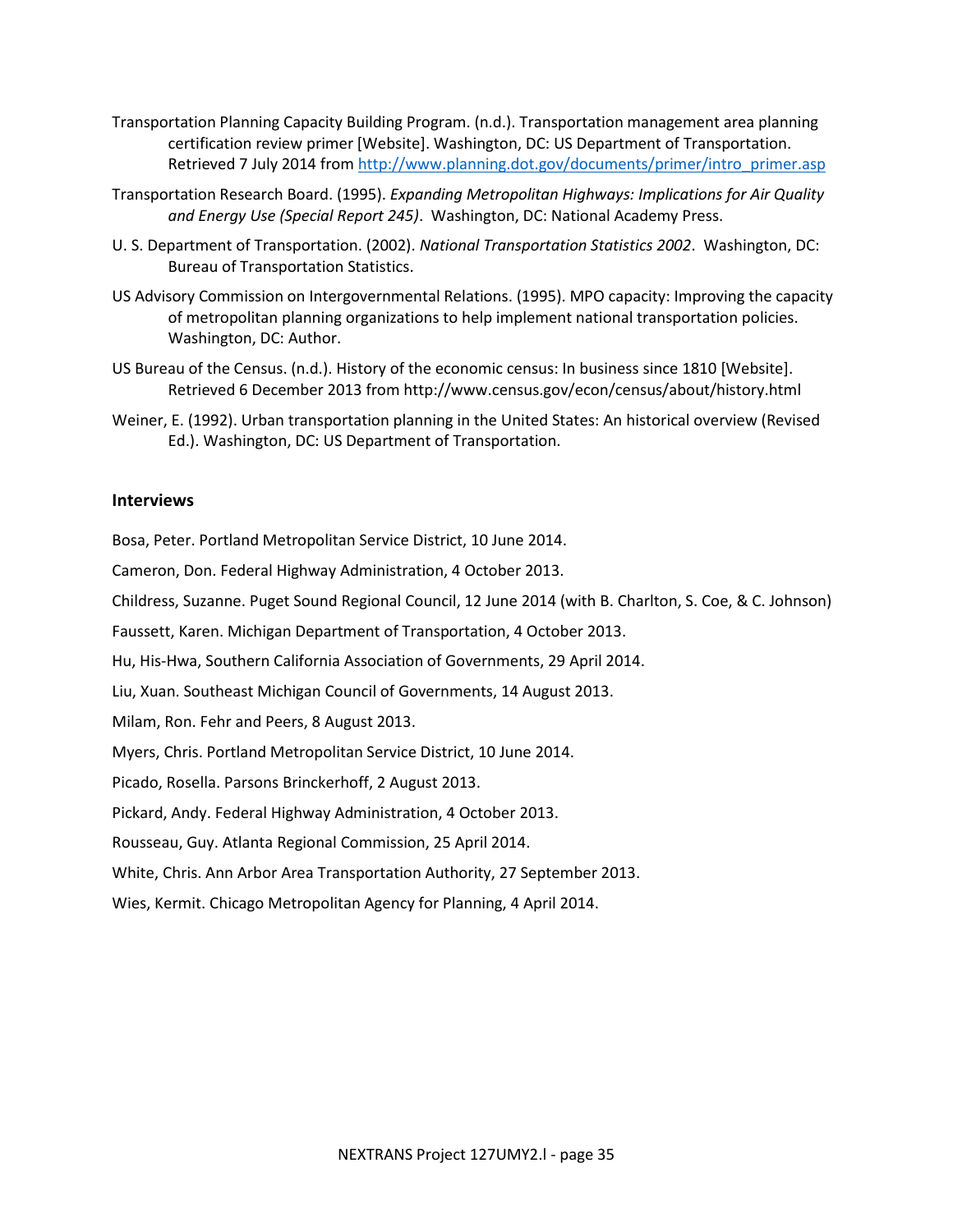Transportation Planning Capacity Building Program. (n.d.). Transportation management area planning certification review primer [Website]. Washington, DC: US Department of Transportation. Retrieved 7 July 2014 from [http://www.planning.dot.gov/documents/primer/intro_primer.asp](http://www.planning.dot.gov/documents/primer/intro_primer.asp)

Transportation Research Board. (1995). *Expanding Metropolitan Highways: Implications for Air Quality and Energy Use (Special Report 245)*. Washington, DC: National Academy Press.

U. S. Department of Transportation. (2002). *National Transportation Statistics 2002*. Washington, DC: Bureau of Transportation Statistics.

US Advisory Commission on Intergovernmental Relations. (1995). MPO capacity: Improving the capacity of metropolitan planning organizations to help implement national transportation policies. Washington, DC: Author.

US Bureau of the Census. (n.d.). History of the economic census: In business since 1810 [Website]. Retrieved 6 December 2013 from http://www.census.gov/econ/census/about/history.html

Weiner, E. (1992). Urban transportation planning in the United States: An historical overview (Revised Ed.). Washington, DC: US Department of Transportation.

### Interviews

Bosa, Peter. Portland Metropolitan Service District, 10 June 2014.

Cameron, Don. Federal Highway Administration, 4 October 2013.

Childress, Suzanne. Puget Sound Regional Council, 12 June 2014 (with B. Charlton, S. Coe, & C. Johnson)

Faussett, Karen. Michigan Department of Transportation, 4 October 2013.

Hu, His-Hwa, Southern California Association of Governments, 29 April 2014.

Liu, Xuan. Southeast Michigan Council of Governments, 14 August 2013.

Milam, Ron. Fehr and Peers, 8 August 2013.

Myers, Chris. Portland Metropolitan Service District, 10 June 2014.

Picado, Rosella. Parsons Brinckerhoff, 2 August 2013.

Pickard, Andy. Federal Highway Administration, 4 October 2013.

Rousseau, Guy. Atlanta Regional Commission, 25 April 2014.

White, Chris. Ann Arbor Area Transportation Authority, 27 September 2013.

Wies, Kermit. Chicago Metropolitan Agency for Planning, 4 April 2014.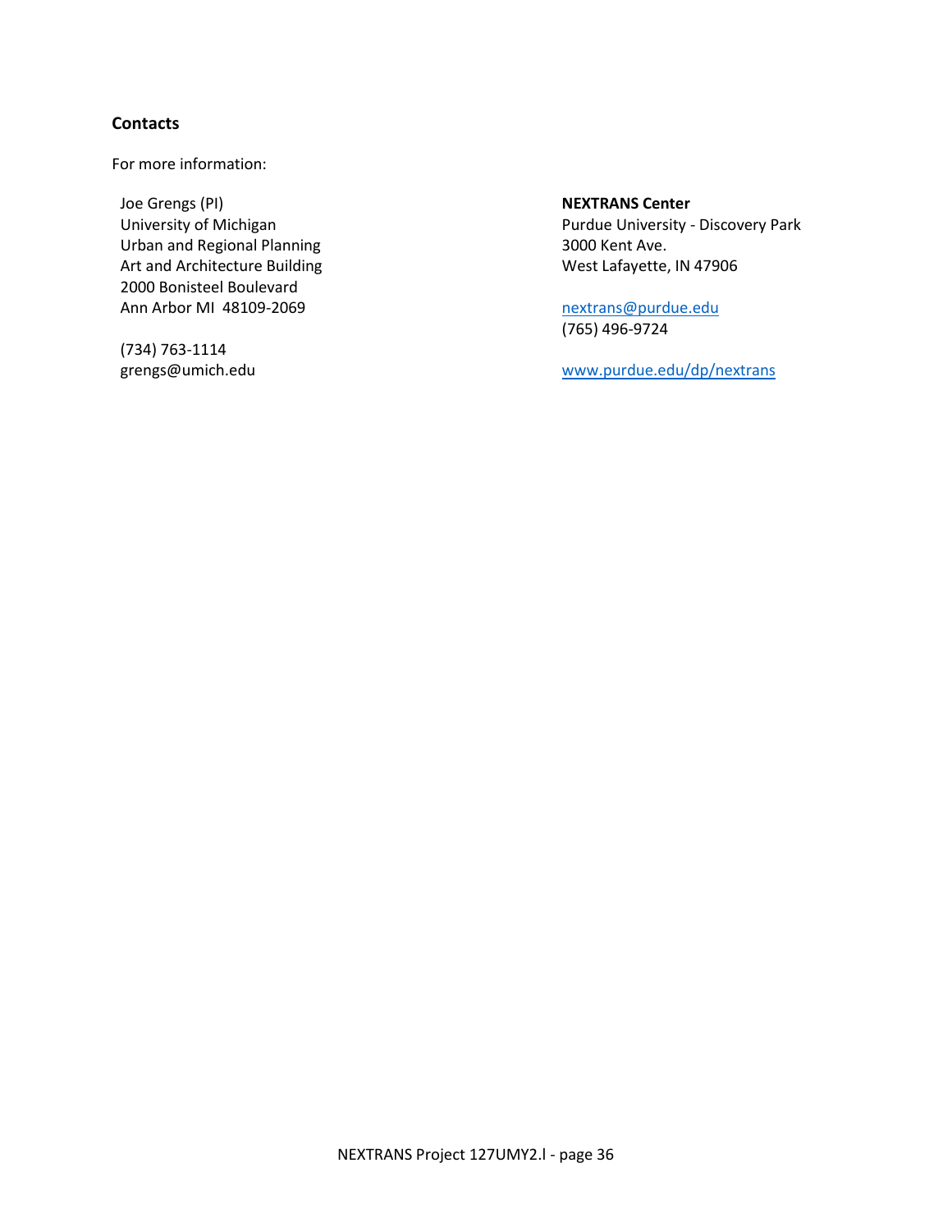## Contacts

For more information:

Joe Grengs (PI)
University of Michigan
Urban and Regional Planning
Art and Architecture Building
2000 Bonisteel Boulevard
Ann Arbor MI 48109-2069

(734) 763-1114
grengs@umich.edu

**NEXTRANS Center**
Purdue University - Discovery Park
3000 Kent Ave.
West Lafayette, IN 47906

nextrans@purdue.edu
(765) 496-9724

www.purdue.edu/dp/nextrans